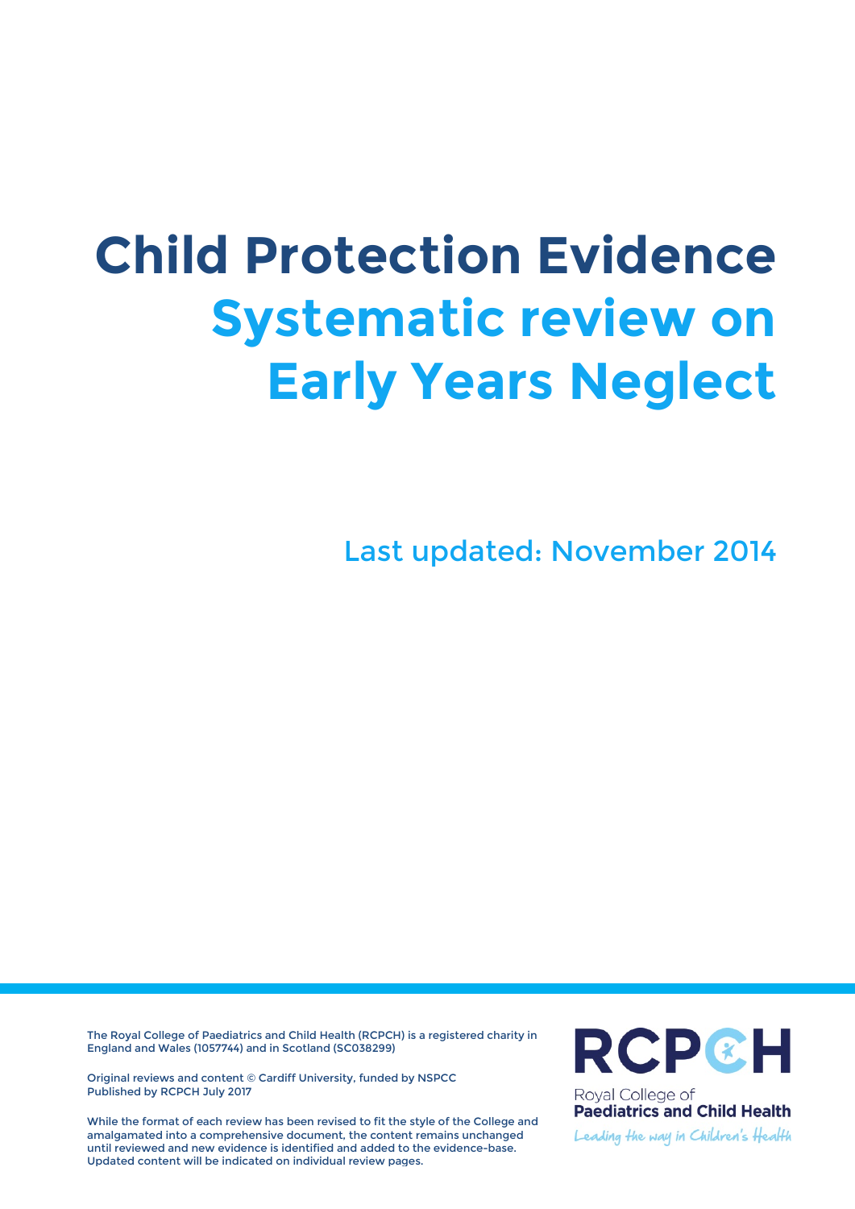# Child Protection Evidence

# Systematic review on Early Years Neglect

Last updated: November 2014

The Royal College of Paediatrics and Child Health (RCPCH) is a registered charity in England and Wales (1057744) and in Scotland (SC038299)

Original reviews and content © Cardiff University, funded by NSPCC
Published by RCPCH July 2017

While the format of each review has been revised to fit the style of the College and amalgamated into a comprehensive document, the content remains unchanged until reviewed and new evidence is identified and added to the evidence-base. Updated content will be indicated on individual review pages.

RCPCH
Royal College of
**Paediatrics and Child Health**
*Leading the way in Children's Health*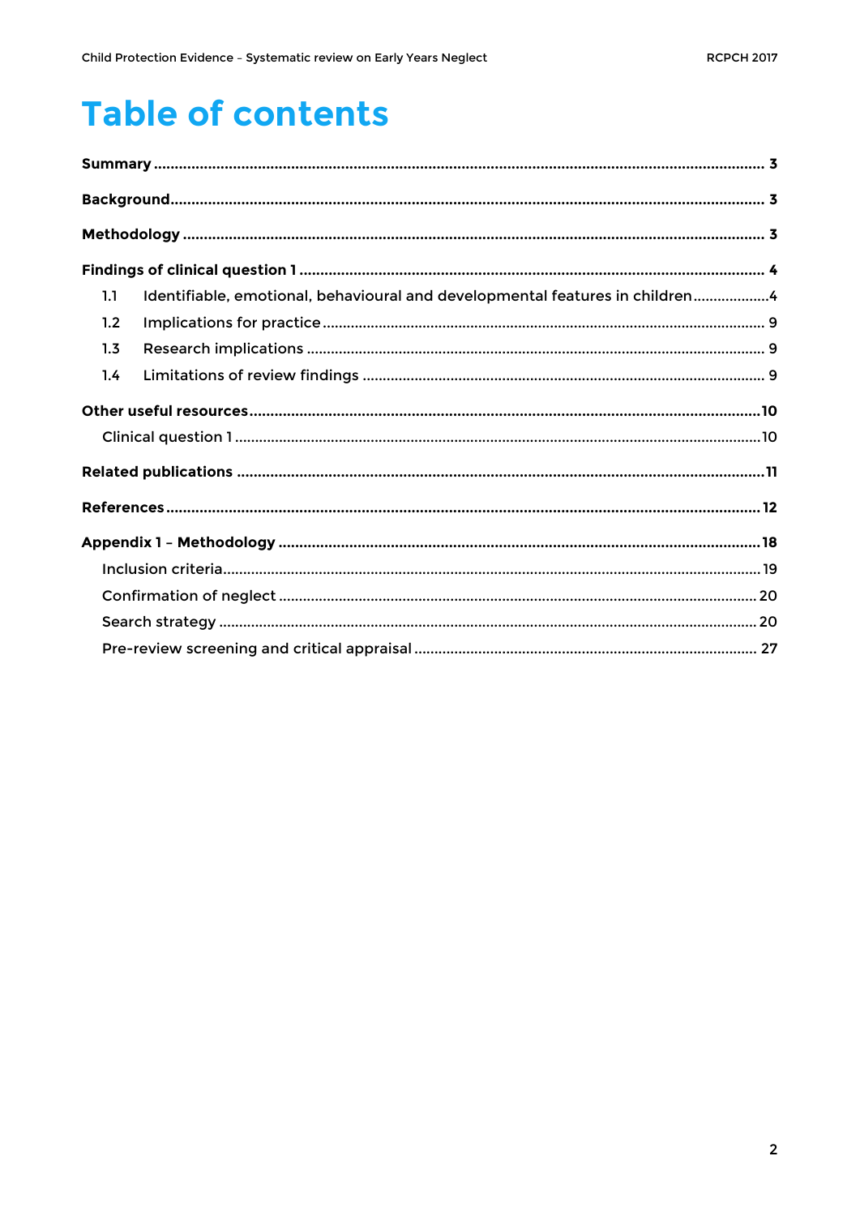# Table of contents

**Summary** ........................................................................ 3

**Background** ........................................................................ 3

**Methodology** ........................................................................ 3

**Findings of clinical question 1** ........................................................................ 4

- 1.1 Identifiable, emotional, behavioural and developmental features in children .................. 4
- 1.2 Implications for practice ........................................................................ 9
- 1.3 Research implications ........................................................................ 9
- 1.4 Limitations of review findings ........................................................................ 9

**Other useful resources** ........................................................................ 10

- Clinical question 1 ........................................................................ 10

**Related publications** ........................................................................ 11

**References** ........................................................................ 12

**Appendix 1 – Methodology** ........................................................................ 18

- Inclusion criteria ........................................................................ 19
- Confirmation of neglect ........................................................................ 20
- Search strategy ........................................................................ 20
- Pre-review screening and critical appraisal ........................................................................ 27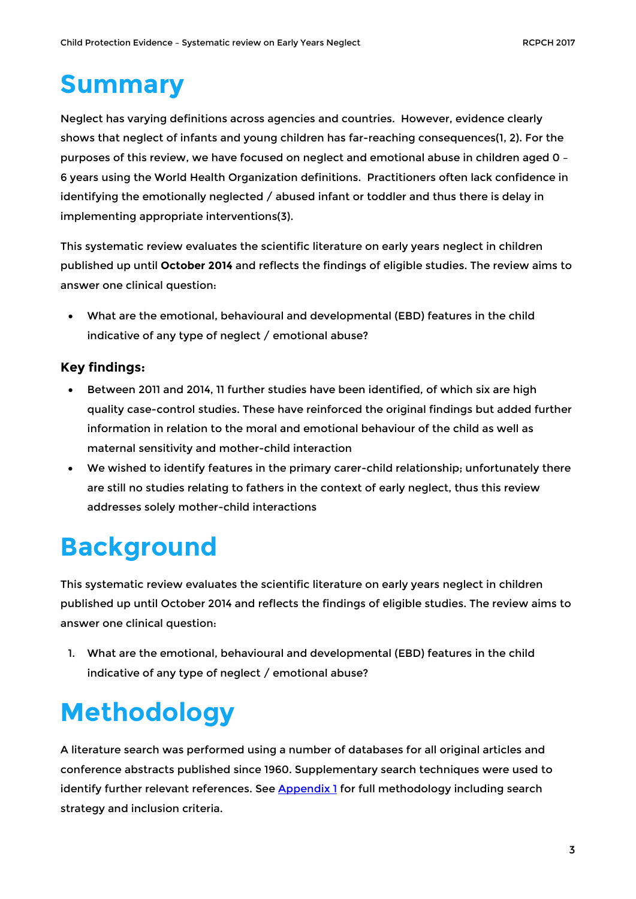# Summary

Neglect has varying definitions across agencies and countries. However, evidence clearly shows that neglect of infants and young children has far-reaching consequences(1, 2). For the purposes of this review, we have focused on neglect and emotional abuse in children aged 0 – 6 years using the World Health Organization definitions. Practitioners often lack confidence in identifying the emotionally neglected / abused infant or toddler and thus there is delay in implementing appropriate interventions(3).

This systematic review evaluates the scientific literature on early years neglect in children published up until **October 2014** and reflects the findings of eligible studies. The review aims to answer one clinical question:

- What are the emotional, behavioural and developmental (EBD) features in the child indicative of any type of neglect / emotional abuse?

### Key findings:

- Between 2011 and 2014, 11 further studies have been identified, of which six are high quality case-control studies. These have reinforced the original findings but added further information in relation to the moral and emotional behaviour of the child as well as maternal sensitivity and mother-child interaction
- We wished to identify features in the primary carer-child relationship; unfortunately there are still no studies relating to fathers in the context of early neglect, thus this review addresses solely mother-child interactions

# Background

This systematic review evaluates the scientific literature on early years neglect in children published up until October 2014 and reflects the findings of eligible studies. The review aims to answer one clinical question:

1. What are the emotional, behavioural and developmental (EBD) features in the child indicative of any type of neglect / emotional abuse?

# Methodology

A literature search was performed using a number of databases for all original articles and conference abstracts published since 1960. Supplementary search techniques were used to identify further relevant references. See Appendix 1 for full methodology including search strategy and inclusion criteria.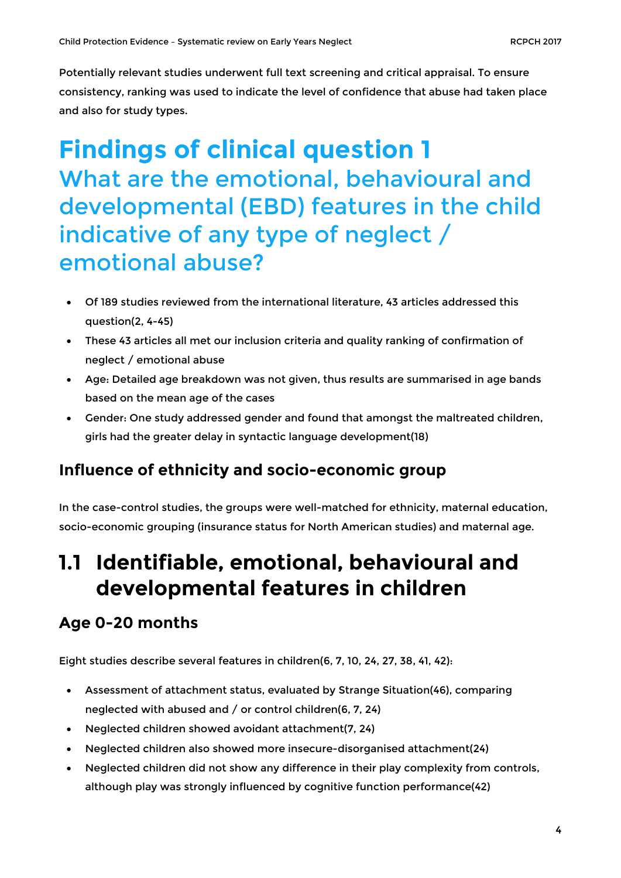Potentially relevant studies underwent full text screening and critical appraisal. To ensure consistency, ranking was used to indicate the level of confidence that abuse had taken place and also for study types.

# Findings of clinical question 1

## What are the emotional, behavioural and developmental (EBD) features in the child indicative of any type of neglect / emotional abuse?

- Of 189 studies reviewed from the international literature, 43 articles addressed this question(2, 4-45)
- These 43 articles all met our inclusion criteria and quality ranking of confirmation of neglect / emotional abuse
- Age: Detailed age breakdown was not given, thus results are summarised in age bands based on the mean age of the cases
- Gender: One study addressed gender and found that amongst the maltreated children, girls had the greater delay in syntactic language development(18)

### Influence of ethnicity and socio-economic group

In the case-control studies, the groups were well-matched for ethnicity, maternal education, socio-economic grouping (insurance status for North American studies) and maternal age.

## 1.1 Identifiable, emotional, behavioural and developmental features in children

### Age 0-20 months

Eight studies describe several features in children(6, 7, 10, 24, 27, 38, 41, 42):

- Assessment of attachment status, evaluated by Strange Situation(46), comparing neglected with abused and / or control children(6, 7, 24)
- Neglected children showed avoidant attachment(7, 24)
- Neglected children also showed more insecure-disorganised attachment(24)
- Neglected children did not show any difference in their play complexity from controls, although play was strongly influenced by cognitive function performance(42)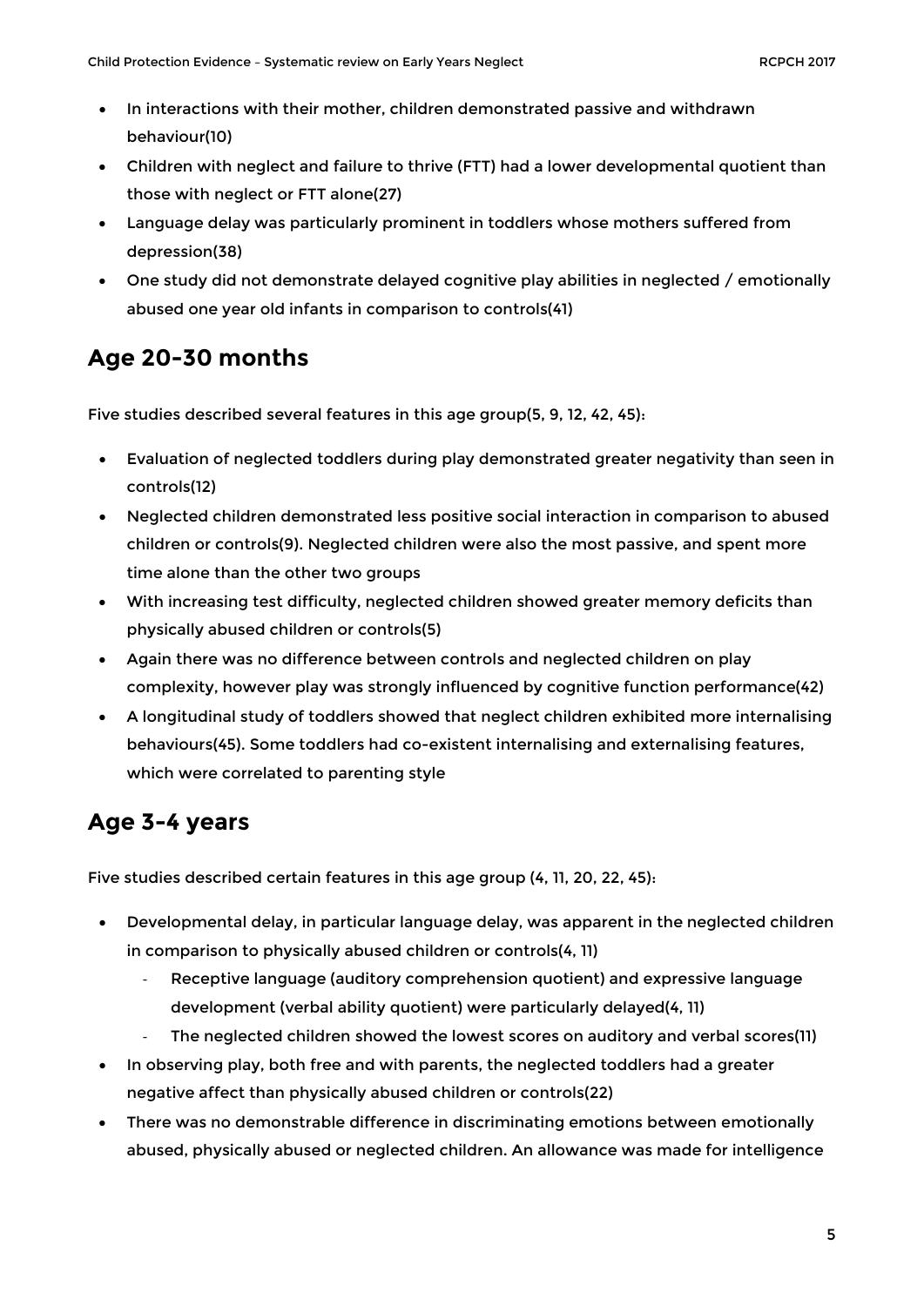- In interactions with their mother, children demonstrated passive and withdrawn behaviour(10)
- Children with neglect and failure to thrive (FTT) had a lower developmental quotient than those with neglect or FTT alone(27)
- Language delay was particularly prominent in toddlers whose mothers suffered from depression(38)
- One study did not demonstrate delayed cognitive play abilities in neglected / emotionally abused one year old infants in comparison to controls(41)

## Age 20-30 months

Five studies described several features in this age group(5, 9, 12, 42, 45):

- Evaluation of neglected toddlers during play demonstrated greater negativity than seen in controls(12)
- Neglected children demonstrated less positive social interaction in comparison to abused children or controls(9). Neglected children were also the most passive, and spent more time alone than the other two groups
- With increasing test difficulty, neglected children showed greater memory deficits than physically abused children or controls(5)
- Again there was no difference between controls and neglected children on play complexity, however play was strongly influenced by cognitive function performance(42)
- A longitudinal study of toddlers showed that neglect children exhibited more internalising behaviours(45). Some toddlers had co-existent internalising and externalising features, which were correlated to parenting style

## Age 3-4 years

Five studies described certain features in this age group (4, 11, 20, 22, 45):

- Developmental delay, in particular language delay, was apparent in the neglected children in comparison to physically abused children or controls(4, 11)
  - Receptive language (auditory comprehension quotient) and expressive language development (verbal ability quotient) were particularly delayed(4, 11)
  - The neglected children showed the lowest scores on auditory and verbal scores(11)
- In observing play, both free and with parents, the neglected toddlers had a greater negative affect than physically abused children or controls(22)
- There was no demonstrable difference in discriminating emotions between emotionally abused, physically abused or neglected children. An allowance was made for intelligence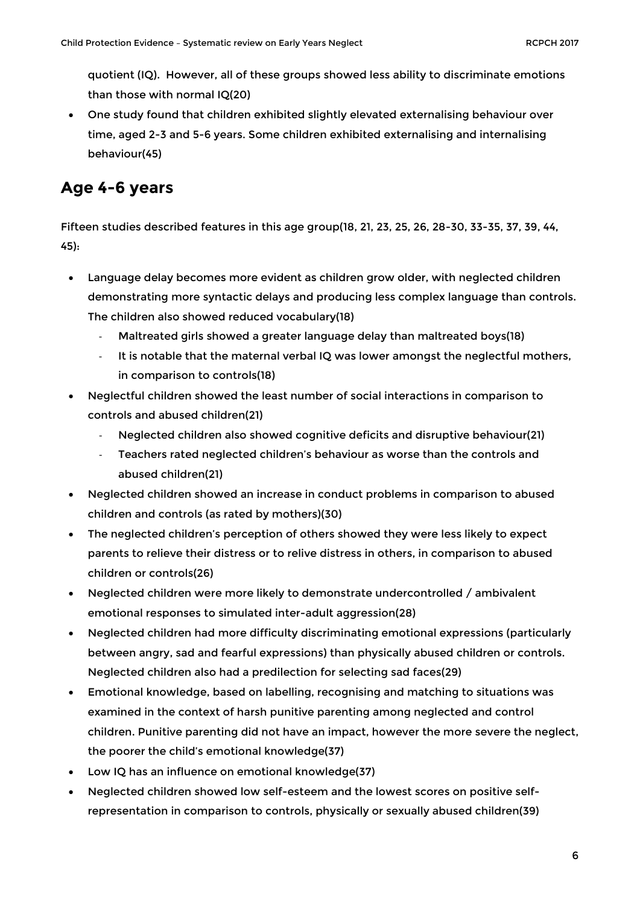quotient (IQ). However, all of these groups showed less ability to discriminate emotions than those with normal IQ(20)

- One study found that children exhibited slightly elevated externalising behaviour over time, aged 2-3 and 5-6 years. Some children exhibited externalising and internalising behaviour(45)

## Age 4-6 years

Fifteen studies described features in this age group(18, 21, 23, 25, 26, 28-30, 33-35, 37, 39, 44, 45):

- Language delay becomes more evident as children grow older, with neglected children demonstrating more syntactic delays and producing less complex language than controls. The children also showed reduced vocabulary(18)
  - Maltreated girls showed a greater language delay than maltreated boys(18)
  - It is notable that the maternal verbal IQ was lower amongst the neglectful mothers, in comparison to controls(18)
- Neglectful children showed the least number of social interactions in comparison to controls and abused children(21)
  - Neglected children also showed cognitive deficits and disruptive behaviour(21)
  - Teachers rated neglected children's behaviour as worse than the controls and abused children(21)
- Neglected children showed an increase in conduct problems in comparison to abused children and controls (as rated by mothers)(30)
- The neglected children's perception of others showed they were less likely to expect parents to relieve their distress or to relive distress in others, in comparison to abused children or controls(26)
- Neglected children were more likely to demonstrate undercontrolled / ambivalent emotional responses to simulated inter-adult aggression(28)
- Neglected children had more difficulty discriminating emotional expressions (particularly between angry, sad and fearful expressions) than physically abused children or controls. Neglected children also had a predilection for selecting sad faces(29)
- Emotional knowledge, based on labelling, recognising and matching to situations was examined in the context of harsh punitive parenting among neglected and control children. Punitive parenting did not have an impact, however the more severe the neglect, the poorer the child's emotional knowledge(37)
- Low IQ has an influence on emotional knowledge(37)
- Neglected children showed low self-esteem and the lowest scores on positive self-representation in comparison to controls, physically or sexually abused children(39)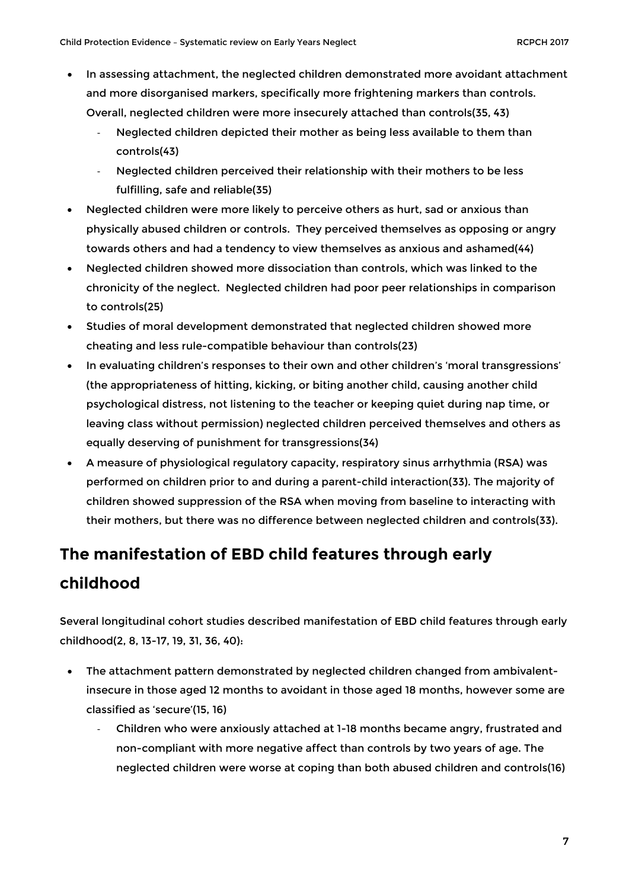- In assessing attachment, the neglected children demonstrated more avoidant attachment and more disorganised markers, specifically more frightening markers than controls. Overall, neglected children were more insecurely attached than controls(35, 43)
    - Neglected children depicted their mother as being less available to them than controls(43)
    - Neglected children perceived their relationship with their mothers to be less fulfilling, safe and reliable(35)
- Neglected children were more likely to perceive others as hurt, sad or anxious than physically abused children or controls. They perceived themselves as opposing or angry towards others and had a tendency to view themselves as anxious and ashamed(44)
- Neglected children showed more dissociation than controls, which was linked to the chronicity of the neglect. Neglected children had poor peer relationships in comparison to controls(25)
- Studies of moral development demonstrated that neglected children showed more cheating and less rule-compatible behaviour than controls(23)
- In evaluating children's responses to their own and other children's 'moral transgressions' (the appropriateness of hitting, kicking, or biting another child, causing another child psychological distress, not listening to the teacher or keeping quiet during nap time, or leaving class without permission) neglected children perceived themselves and others as equally deserving of punishment for transgressions(34)
- A measure of physiological regulatory capacity, respiratory sinus arrhythmia (RSA) was performed on children prior to and during a parent-child interaction(33). The majority of children showed suppression of the RSA when moving from baseline to interacting with their mothers, but there was no difference between neglected children and controls(33).

## The manifestation of EBD child features through early childhood

Several longitudinal cohort studies described manifestation of EBD child features through early childhood(2, 8, 13-17, 19, 31, 36, 40):

- The attachment pattern demonstrated by neglected children changed from ambivalent-insecure in those aged 12 months to avoidant in those aged 18 months, however some are classified as 'secure'(15, 16)
    - Children who were anxiously attached at 1-18 months became angry, frustrated and non-compliant with more negative affect than controls by two years of age. The neglected children were worse at coping than both abused children and controls(16)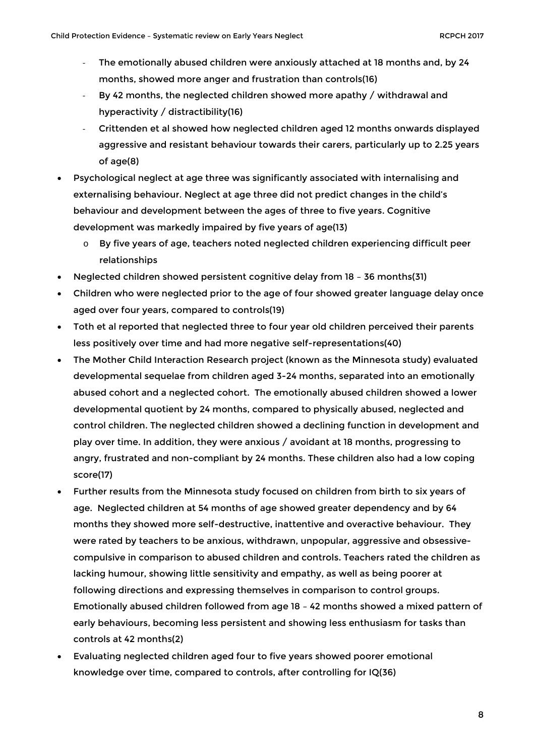- The emotionally abused children were anxiously attached at 18 months and, by 24 months, showed more anger and frustration than controls(16)
   - By 42 months, the neglected children showed more apathy / withdrawal and hyperactivity / distractibility(16)
   - Crittenden et al showed how neglected children aged 12 months onwards displayed aggressive and resistant behaviour towards their carers, particularly up to 2.25 years of age(8)

- Psychological neglect at age three was significantly associated with internalising and externalising behaviour. Neglect at age three did not predict changes in the child's behaviour and development between the ages of three to five years. Cognitive development was markedly impaired by five years of age(13)
   - By five years of age, teachers noted neglected children experiencing difficult peer relationships
- Neglected children showed persistent cognitive delay from 18 – 36 months(31)
- Children who were neglected prior to the age of four showed greater language delay once aged over four years, compared to controls(19)
- Toth et al reported that neglected three to four year old children perceived their parents less positively over time and had more negative self-representations(40)
- The Mother Child Interaction Research project (known as the Minnesota study) evaluated developmental sequelae from children aged 3-24 months, separated into an emotionally abused cohort and a neglected cohort. The emotionally abused children showed a lower developmental quotient by 24 months, compared to physically abused, neglected and control children. The neglected children showed a declining function in development and play over time. In addition, they were anxious / avoidant at 18 months, progressing to angry, frustrated and non-compliant by 24 months. These children also had a low coping score(17)
- Further results from the Minnesota study focused on children from birth to six years of age. Neglected children at 54 months of age showed greater dependency and by 64 months they showed more self-destructive, inattentive and overactive behaviour. They were rated by teachers to be anxious, withdrawn, unpopular, aggressive and obsessive-compulsive in comparison to abused children and controls. Teachers rated the children as lacking humour, showing little sensitivity and empathy, as well as being poorer at following directions and expressing themselves in comparison to control groups. Emotionally abused children followed from age 18 – 42 months showed a mixed pattern of early behaviours, becoming less persistent and showing less enthusiasm for tasks than controls at 42 months(2)
- Evaluating neglected children aged four to five years showed poorer emotional knowledge over time, compared to controls, after controlling for IQ(36)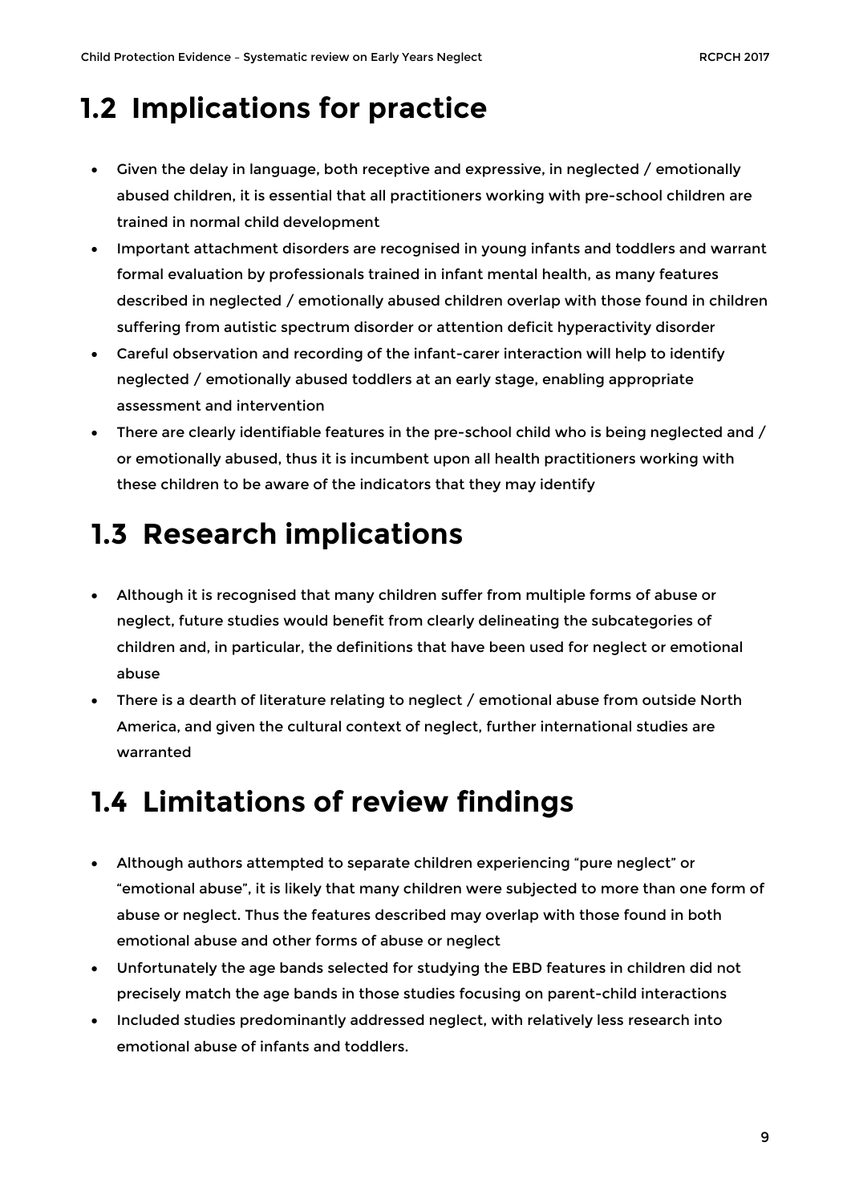## 1.2 Implications for practice

- Given the delay in language, both receptive and expressive, in neglected / emotionally abused children, it is essential that all practitioners working with pre-school children are trained in normal child development
- Important attachment disorders are recognised in young infants and toddlers and warrant formal evaluation by professionals trained in infant mental health, as many features described in neglected / emotionally abused children overlap with those found in children suffering from autistic spectrum disorder or attention deficit hyperactivity disorder
- Careful observation and recording of the infant-carer interaction will help to identify neglected / emotionally abused toddlers at an early stage, enabling appropriate assessment and intervention
- There are clearly identifiable features in the pre-school child who is being neglected and / or emotionally abused, thus it is incumbent upon all health practitioners working with these children to be aware of the indicators that they may identify

## 1.3 Research implications

- Although it is recognised that many children suffer from multiple forms of abuse or neglect, future studies would benefit from clearly delineating the subcategories of children and, in particular, the definitions that have been used for neglect or emotional abuse
- There is a dearth of literature relating to neglect / emotional abuse from outside North America, and given the cultural context of neglect, further international studies are warranted

## 1.4 Limitations of review findings

- Although authors attempted to separate children experiencing "pure neglect" or "emotional abuse", it is likely that many children were subjected to more than one form of abuse or neglect. Thus the features described may overlap with those found in both emotional abuse and other forms of abuse or neglect
- Unfortunately the age bands selected for studying the EBD features in children did not precisely match the age bands in those studies focusing on parent-child interactions
- Included studies predominantly addressed neglect, with relatively less research into emotional abuse of infants and toddlers.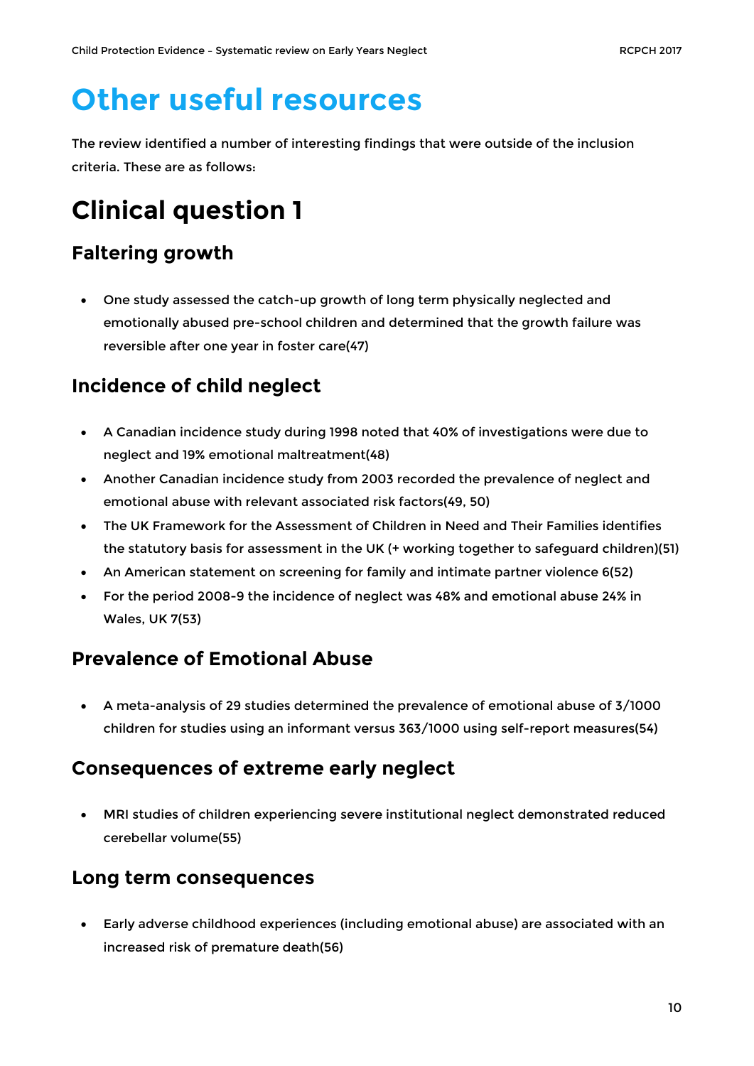# Other useful resources

The review identified a number of interesting findings that were outside of the inclusion criteria. These are as follows:

# Clinical question 1

## Faltering growth

- One study assessed the catch-up growth of long term physically neglected and emotionally abused pre-school children and determined that the growth failure was reversible after one year in foster care(47)

## Incidence of child neglect

- A Canadian incidence study during 1998 noted that 40% of investigations were due to neglect and 19% emotional maltreatment(48)
- Another Canadian incidence study from 2003 recorded the prevalence of neglect and emotional abuse with relevant associated risk factors(49, 50)
- The UK Framework for the Assessment of Children in Need and Their Families identifies the statutory basis for assessment in the UK (+ working together to safeguard children)(51)
- An American statement on screening for family and intimate partner violence 6(52)
- For the period 2008-9 the incidence of neglect was 48% and emotional abuse 24% in Wales, UK 7(53)

## Prevalence of Emotional Abuse

- A meta-analysis of 29 studies determined the prevalence of emotional abuse of 3/1000 children for studies using an informant versus 363/1000 using self-report measures(54)

## Consequences of extreme early neglect

- MRI studies of children experiencing severe institutional neglect demonstrated reduced cerebellar volume(55)

## Long term consequences

- Early adverse childhood experiences (including emotional abuse) are associated with an increased risk of premature death(56)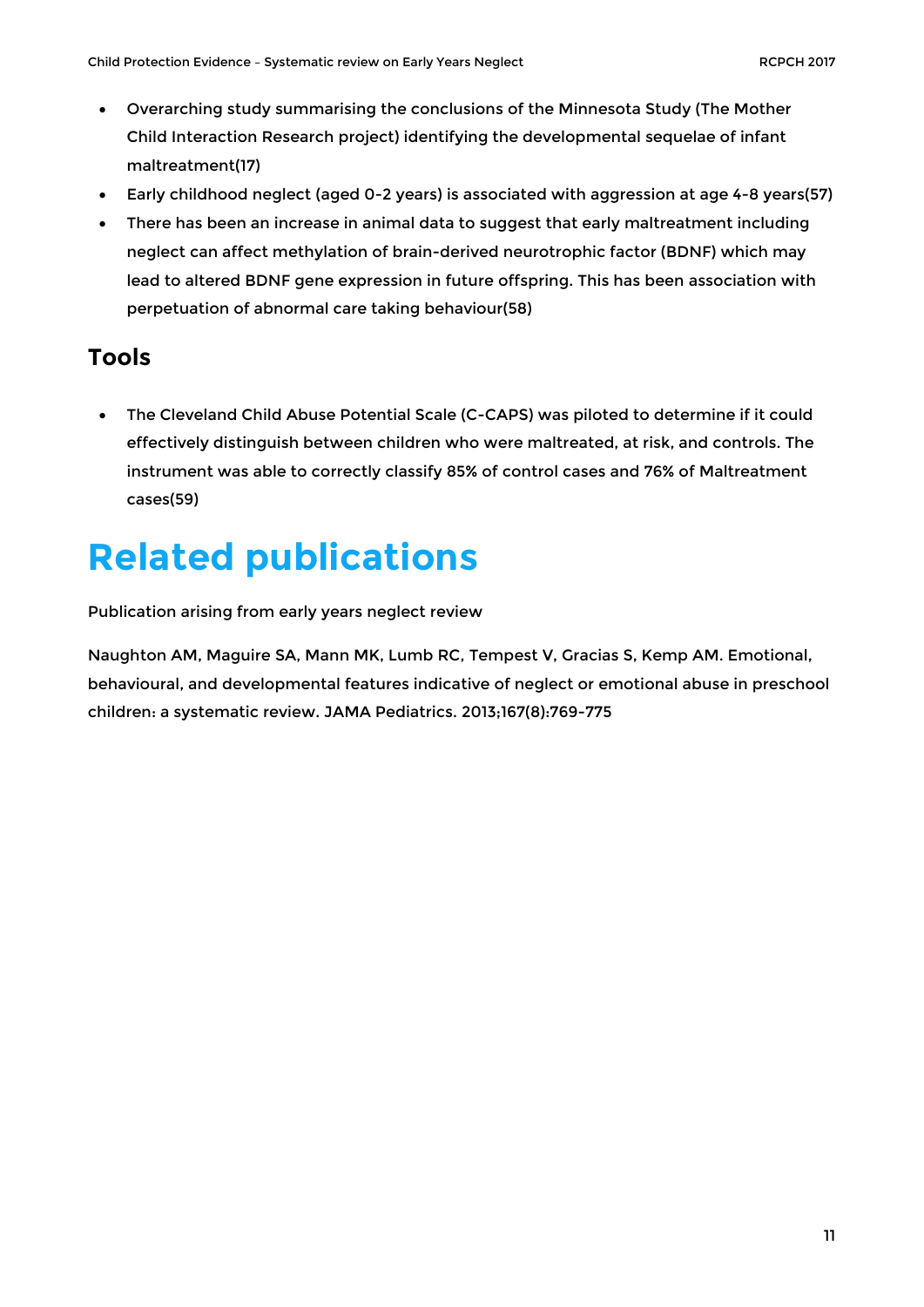- Overarching study summarising the conclusions of the Minnesota Study (The Mother Child Interaction Research project) identifying the developmental sequelae of infant maltreatment(17)
- Early childhood neglect (aged 0-2 years) is associated with aggression at age 4-8 years(57)
- There has been an increase in animal data to suggest that early maltreatment including neglect can affect methylation of brain-derived neurotrophic factor (BDNF) which may lead to altered BDNF gene expression in future offspring. This has been association with perpetuation of abnormal care taking behaviour(58)

## Tools

- The Cleveland Child Abuse Potential Scale (C-CAPS) was piloted to determine if it could effectively distinguish between children who were maltreated, at risk, and controls. The instrument was able to correctly classify 85% of control cases and 76% of Maltreatment cases(59)

# Related publications

Publication arising from early years neglect review

Naughton AM, Maguire SA, Mann MK, Lumb RC, Tempest V, Gracias S, Kemp AM. Emotional, behavioural, and developmental features indicative of neglect or emotional abuse in preschool children: a systematic review. JAMA Pediatrics. 2013;167(8):769-775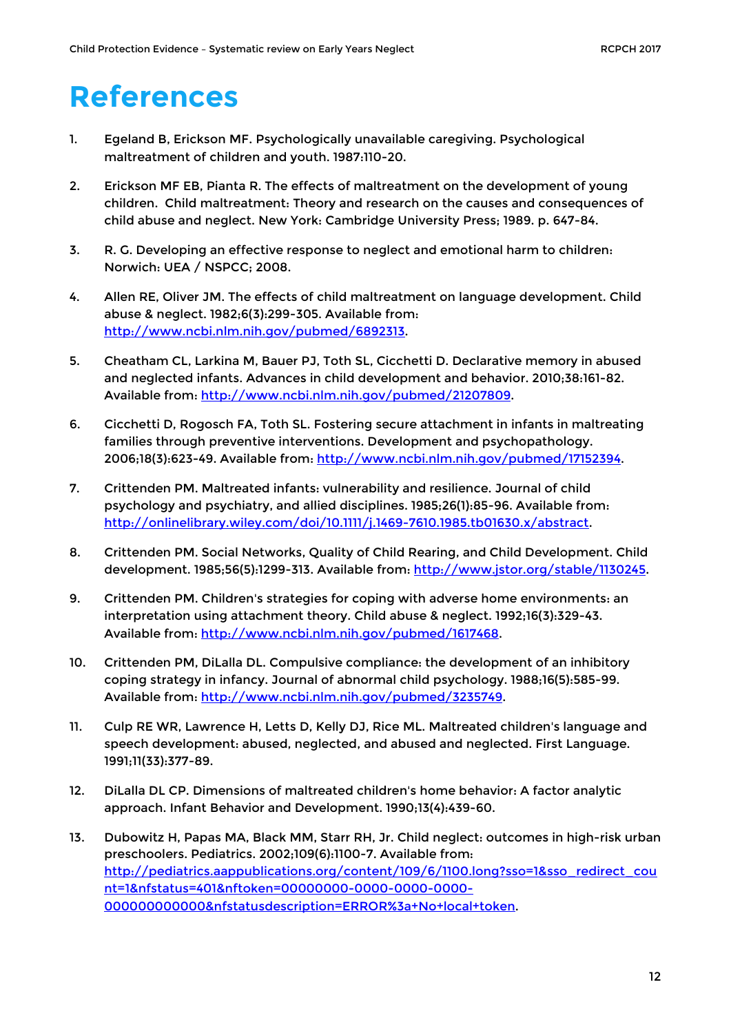# References

1. Egeland B, Erickson MF. Psychologically unavailable caregiving. Psychological maltreatment of children and youth. 1987:110-20.

2. Erickson MF EB, Pianta R. The effects of maltreatment on the development of young children. Child maltreatment: Theory and research on the causes and consequences of child abuse and neglect. New York: Cambridge University Press; 1989. p. 647-84.

3. R. G. Developing an effective response to neglect and emotional harm to children: Norwich: UEA / NSPCC; 2008.

4. Allen RE, Oliver JM. The effects of child maltreatment on language development. Child abuse & neglect. 1982;6(3):299-305. Available from: http://www.ncbi.nlm.nih.gov/pubmed/6892313.

5. Cheatham CL, Larkina M, Bauer PJ, Toth SL, Cicchetti D. Declarative memory in abused and neglected infants. Advances in child development and behavior. 2010;38:161-82. Available from: http://www.ncbi.nlm.nih.gov/pubmed/21207809.

6. Cicchetti D, Rogosch FA, Toth SL. Fostering secure attachment in infants in maltreating families through preventive interventions. Development and psychopathology. 2006;18(3):623-49. Available from: http://www.ncbi.nlm.nih.gov/pubmed/17152394.

7. Crittenden PM. Maltreated infants: vulnerability and resilience. Journal of child psychology and psychiatry, and allied disciplines. 1985;26(1):85-96. Available from: http://onlinelibrary.wiley.com/doi/10.1111/j.1469-7610.1985.tb01630.x/abstract.

8. Crittenden PM. Social Networks, Quality of Child Rearing, and Child Development. Child development. 1985;56(5):1299-313. Available from: http://www.jstor.org/stable/1130245.

9. Crittenden PM. Children's strategies for coping with adverse home environments: an interpretation using attachment theory. Child abuse & neglect. 1992;16(3):329-43. Available from: http://www.ncbi.nlm.nih.gov/pubmed/1617468.

10. Crittenden PM, DiLalla DL. Compulsive compliance: the development of an inhibitory coping strategy in infancy. Journal of abnormal child psychology. 1988;16(5):585-99. Available from: http://www.ncbi.nlm.nih.gov/pubmed/3235749.

11. Culp RE WR, Lawrence H, Letts D, Kelly DJ, Rice ML. Maltreated children's language and speech development: abused, neglected, and abused and neglected. First Language. 1991;11(33):377-89.

12. DiLalla DL CP. Dimensions of maltreated children's home behavior: A factor analytic approach. Infant Behavior and Development. 1990;13(4):439-60.

13. Dubowitz H, Papas MA, Black MM, Starr RH, Jr. Child neglect: outcomes in high-risk urban preschoolers. Pediatrics. 2002;109(6):1100-7. Available from: http://pediatrics.aappublications.org/content/109/6/1100.long?sso=1&sso_redirect_count=1&nfstatus=401&nftoken=00000000-0000-0000-0000-000000000000&nfstatusdescription=ERROR%3a+No+local+token.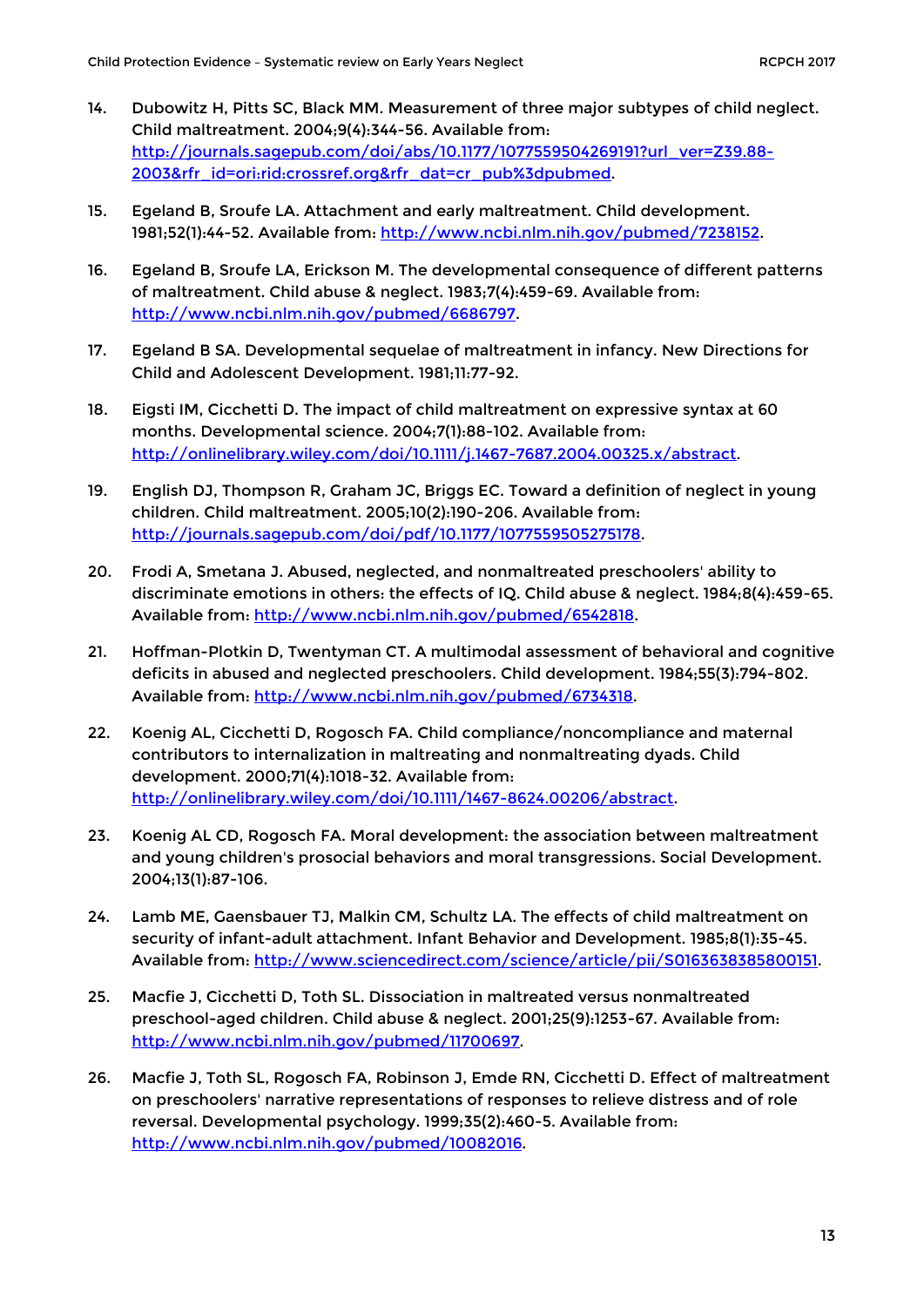14. Dubowitz H, Pitts SC, Black MM. Measurement of three major subtypes of child neglect. Child maltreatment. 2004;9(4):344-56. Available from: http://journals.sagepub.com/doi/abs/10.1177/1077559504269191?url_ver=Z39.88-2003&rfr_id=ori:rid:crossref.org&rfr_dat=cr_pub%3dpubmed.

15. Egeland B, Sroufe LA. Attachment and early maltreatment. Child development. 1981;52(1):44-52. Available from: http://www.ncbi.nlm.nih.gov/pubmed/7238152.

16. Egeland B, Sroufe LA, Erickson M. The developmental consequence of different patterns of maltreatment. Child abuse & neglect. 1983;7(4):459-69. Available from: http://www.ncbi.nlm.nih.gov/pubmed/6686797.

17. Egeland B SA. Developmental sequelae of maltreatment in infancy. New Directions for Child and Adolescent Development. 1981;11:77-92.

18. Eigsti IM, Cicchetti D. The impact of child maltreatment on expressive syntax at 60 months. Developmental science. 2004;7(1):88-102. Available from: http://onlinelibrary.wiley.com/doi/10.1111/j.1467-7687.2004.00325.x/abstract.

19. English DJ, Thompson R, Graham JC, Briggs EC. Toward a definition of neglect in young children. Child maltreatment. 2005;10(2):190-206. Available from: http://journals.sagepub.com/doi/pdf/10.1177/1077559505275178.

20. Frodi A, Smetana J. Abused, neglected, and nonmaltreated preschoolers' ability to discriminate emotions in others: the effects of IQ. Child abuse & neglect. 1984;8(4):459-65. Available from: http://www.ncbi.nlm.nih.gov/pubmed/6542818.

21. Hoffman-Plotkin D, Twentyman CT. A multimodal assessment of behavioral and cognitive deficits in abused and neglected preschoolers. Child development. 1984;55(3):794-802. Available from: http://www.ncbi.nlm.nih.gov/pubmed/6734318.

22. Koenig AL, Cicchetti D, Rogosch FA. Child compliance/noncompliance and maternal contributors to internalization in maltreating and nonmaltreating dyads. Child development. 2000;71(4):1018-32. Available from: http://onlinelibrary.wiley.com/doi/10.1111/1467-8624.00206/abstract.

23. Koenig AL CD, Rogosch FA. Moral development: the association between maltreatment and young children's prosocial behaviors and moral transgressions. Social Development. 2004;13(1):87-106.

24. Lamb ME, Gaensbauer TJ, Malkin CM, Schultz LA. The effects of child maltreatment on security of infant-adult attachment. Infant Behavior and Development. 1985;8(1):35-45. Available from: http://www.sciencedirect.com/science/article/pii/S0163638385800151.

25. Macfie J, Cicchetti D, Toth SL. Dissociation in maltreated versus nonmaltreated preschool-aged children. Child abuse & neglect. 2001;25(9):1253-67. Available from: http://www.ncbi.nlm.nih.gov/pubmed/11700697.

26. Macfie J, Toth SL, Rogosch FA, Robinson J, Emde RN, Cicchetti D. Effect of maltreatment on preschoolers' narrative representations of responses to relieve distress and of role reversal. Developmental psychology. 1999;35(2):460-5. Available from: http://www.ncbi.nlm.nih.gov/pubmed/10082016.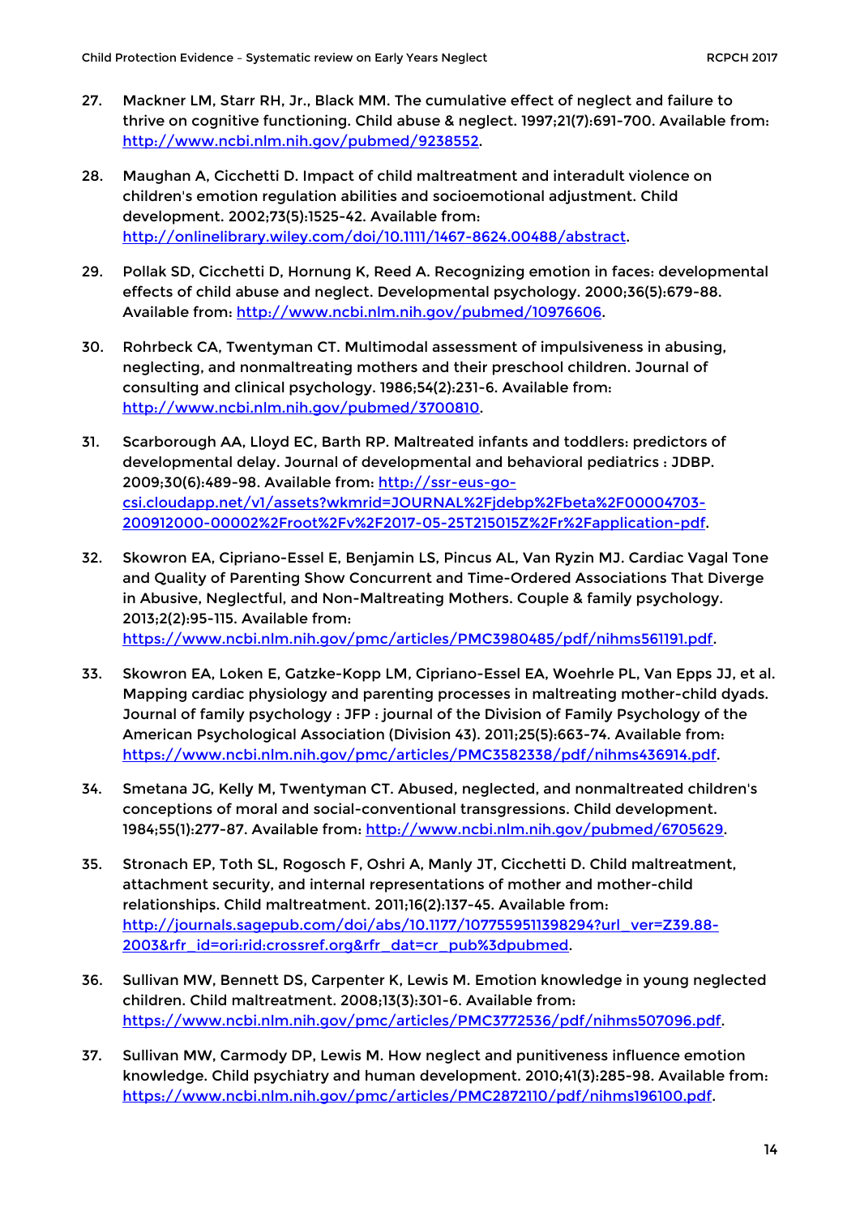27. Mackner LM, Starr RH, Jr., Black MM. The cumulative effect of neglect and failure to thrive on cognitive functioning. Child abuse & neglect. 1997;21(7):691-700. Available from: http://www.ncbi.nlm.nih.gov/pubmed/9238552.

28. Maughan A, Cicchetti D. Impact of child maltreatment and interadult violence on children's emotion regulation abilities and socioemotional adjustment. Child development. 2002;73(5):1525-42. Available from: http://onlinelibrary.wiley.com/doi/10.1111/1467-8624.00488/abstract.

29. Pollak SD, Cicchetti D, Hornung K, Reed A. Recognizing emotion in faces: developmental effects of child abuse and neglect. Developmental psychology. 2000;36(5):679-88. Available from: http://www.ncbi.nlm.nih.gov/pubmed/10976606.

30. Rohrbeck CA, Twentyman CT. Multimodal assessment of impulsiveness in abusing, neglecting, and nonmaltreating mothers and their preschool children. Journal of consulting and clinical psychology. 1986;54(2):231-6. Available from: http://www.ncbi.nlm.nih.gov/pubmed/3700810.

31. Scarborough AA, Lloyd EC, Barth RP. Maltreated infants and toddlers: predictors of developmental delay. Journal of developmental and behavioral pediatrics : JDBP. 2009;30(6):489-98. Available from: http://ssr-eus-go-csi.cloudapp.net/v1/assets?wkmrid=JOURNAL%2Fjdebp%2Fbeta%2F00004703-200912000-00002%2Froot%2Fv%2F2017-05-25T215015Z%2Fr%2Fapplication-pdf.

32. Skowron EA, Cipriano-Essel E, Benjamin LS, Pincus AL, Van Ryzin MJ. Cardiac Vagal Tone and Quality of Parenting Show Concurrent and Time-Ordered Associations That Diverge in Abusive, Neglectful, and Non-Maltreating Mothers. Couple & family psychology. 2013;2(2):95-115. Available from: https://www.ncbi.nlm.nih.gov/pmc/articles/PMC3980485/pdf/nihms561191.pdf.

33. Skowron EA, Loken E, Gatzke-Kopp LM, Cipriano-Essel EA, Woehrle PL, Van Epps JJ, et al. Mapping cardiac physiology and parenting processes in maltreating mother-child dyads. Journal of family psychology : JFP : journal of the Division of Family Psychology of the American Psychological Association (Division 43). 2011;25(5):663-74. Available from: https://www.ncbi.nlm.nih.gov/pmc/articles/PMC3582338/pdf/nihms436914.pdf.

34. Smetana JG, Kelly M, Twentyman CT. Abused, neglected, and nonmaltreated children's conceptions of moral and social-conventional transgressions. Child development. 1984;55(1):277-87. Available from: http://www.ncbi.nlm.nih.gov/pubmed/6705629.

35. Stronach EP, Toth SL, Rogosch F, Oshri A, Manly JT, Cicchetti D. Child maltreatment, attachment security, and internal representations of mother and mother-child relationships. Child maltreatment. 2011;16(2):137-45. Available from: http://journals.sagepub.com/doi/abs/10.1177/1077559511398294?url_ver=Z39.88-2003&rfr_id=ori:rid:crossref.org&rfr_dat=cr_pub%3dpubmed.

36. Sullivan MW, Bennett DS, Carpenter K, Lewis M. Emotion knowledge in young neglected children. Child maltreatment. 2008;13(3):301-6. Available from: https://www.ncbi.nlm.nih.gov/pmc/articles/PMC3772536/pdf/nihms507096.pdf.

37. Sullivan MW, Carmody DP, Lewis M. How neglect and punitiveness influence emotion knowledge. Child psychiatry and human development. 2010;41(3):285-98. Available from: https://www.ncbi.nlm.nih.gov/pmc/articles/PMC2872110/pdf/nihms196100.pdf.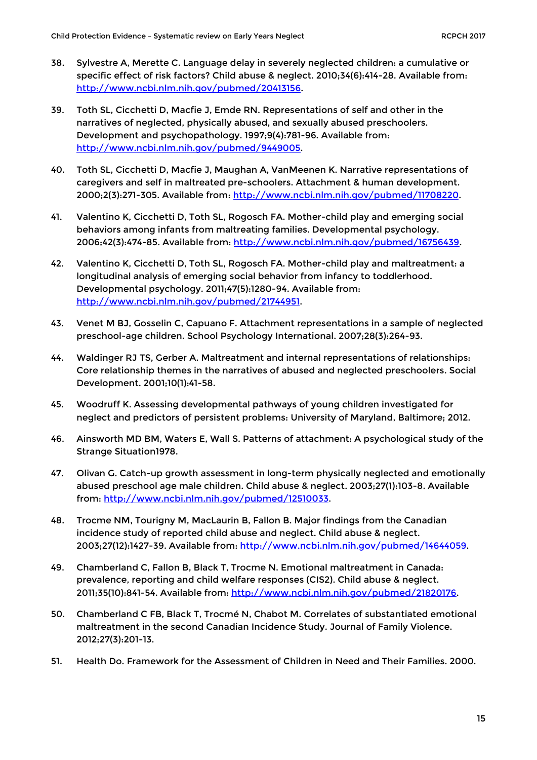38. Sylvestre A, Merette C. Language delay in severely neglected children: a cumulative or specific effect of risk factors? Child abuse & neglect. 2010;34(6):414-28. Available from: http://www.ncbi.nlm.nih.gov/pubmed/20413156.

39. Toth SL, Cicchetti D, Macfie J, Emde RN. Representations of self and other in the narratives of neglected, physically abused, and sexually abused preschoolers. Development and psychopathology. 1997;9(4):781-96. Available from: http://www.ncbi.nlm.nih.gov/pubmed/9449005.

40. Toth SL, Cicchetti D, Macfie J, Maughan A, VanMeenen K. Narrative representations of caregivers and self in maltreated pre-schoolers. Attachment & human development. 2000;2(3):271-305. Available from: http://www.ncbi.nlm.nih.gov/pubmed/11708220.

41. Valentino K, Cicchetti D, Toth SL, Rogosch FA. Mother-child play and emerging social behaviors among infants from maltreating families. Developmental psychology. 2006;42(3):474-85. Available from: http://www.ncbi.nlm.nih.gov/pubmed/16756439.

42. Valentino K, Cicchetti D, Toth SL, Rogosch FA. Mother-child play and maltreatment: a longitudinal analysis of emerging social behavior from infancy to toddlerhood. Developmental psychology. 2011;47(5):1280-94. Available from: http://www.ncbi.nlm.nih.gov/pubmed/21744951.

43. Venet M BJ, Gosselin C, Capuano F. Attachment representations in a sample of neglected preschool-age children. School Psychology International. 2007;28(3):264-93.

44. Waldinger RJ TS, Gerber A. Maltreatment and internal representations of relationships: Core relationship themes in the narratives of abused and neglected preschoolers. Social Development. 2001;10(1):41-58.

45. Woodruff K. Assessing developmental pathways of young children investigated for neglect and predictors of persistent problems: University of Maryland, Baltimore; 2012.

46. Ainsworth MD BM, Waters E, Wall S. Patterns of attachment: A psychological study of the Strange Situation1978.

47. Olivan G. Catch-up growth assessment in long-term physically neglected and emotionally abused preschool age male children. Child abuse & neglect. 2003;27(1):103-8. Available from: http://www.ncbi.nlm.nih.gov/pubmed/12510033.

48. Trocme NM, Tourigny M, MacLaurin B, Fallon B. Major findings from the Canadian incidence study of reported child abuse and neglect. Child abuse & neglect. 2003;27(12):1427-39. Available from: http://www.ncbi.nlm.nih.gov/pubmed/14644059.

49. Chamberland C, Fallon B, Black T, Trocme N. Emotional maltreatment in Canada: prevalence, reporting and child welfare responses (CIS2). Child abuse & neglect. 2011;35(10):841-54. Available from: http://www.ncbi.nlm.nih.gov/pubmed/21820176.

50. Chamberland C FB, Black T, Trocmé N, Chabot M. Correlates of substantiated emotional maltreatment in the second Canadian Incidence Study. Journal of Family Violence. 2012;27(3):201-13.

51. Health Do. Framework for the Assessment of Children in Need and Their Families. 2000.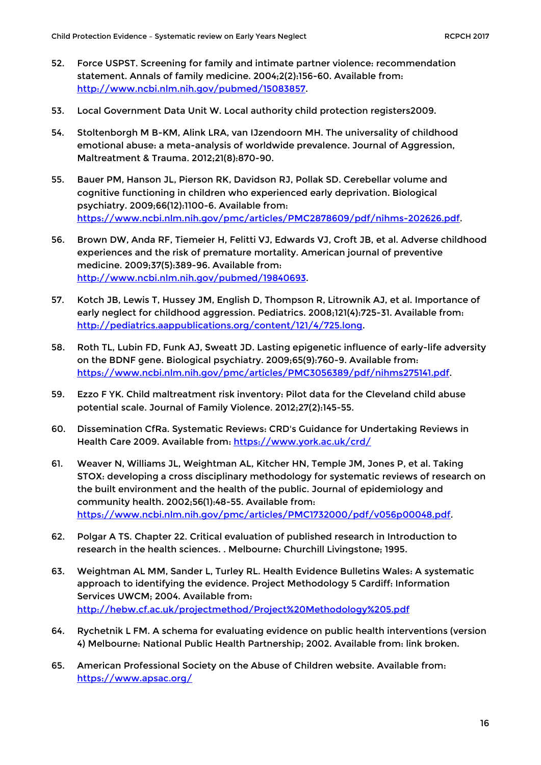52. Force USPST. Screening for family and intimate partner violence: recommendation statement. Annals of family medicine. 2004;2(2):156-60. Available from: http://www.ncbi.nlm.nih.gov/pubmed/15083857.

53. Local Government Data Unit W. Local authority child protection registers2009.

54. Stoltenborgh M B-KM, Alink LRA, van IJzendoorn MH. The universality of childhood emotional abuse: a meta-analysis of worldwide prevalence. Journal of Aggression, Maltreatment & Trauma. 2012;21(8):870-90.

55. Bauer PM, Hanson JL, Pierson RK, Davidson RJ, Pollak SD. Cerebellar volume and cognitive functioning in children who experienced early deprivation. Biological psychiatry. 2009;66(12):1100-6. Available from: https://www.ncbi.nlm.nih.gov/pmc/articles/PMC2878609/pdf/nihms-202626.pdf.

56. Brown DW, Anda RF, Tiemeier H, Felitti VJ, Edwards VJ, Croft JB, et al. Adverse childhood experiences and the risk of premature mortality. American journal of preventive medicine. 2009;37(5):389-96. Available from: http://www.ncbi.nlm.nih.gov/pubmed/19840693.

57. Kotch JB, Lewis T, Hussey JM, English D, Thompson R, Litrownik AJ, et al. Importance of early neglect for childhood aggression. Pediatrics. 2008;121(4):725-31. Available from: http://pediatrics.aappublications.org/content/121/4/725.long.

58. Roth TL, Lubin FD, Funk AJ, Sweatt JD. Lasting epigenetic influence of early-life adversity on the BDNF gene. Biological psychiatry. 2009;65(9):760-9. Available from: https://www.ncbi.nlm.nih.gov/pmc/articles/PMC3056389/pdf/nihms275141.pdf.

59. Ezzo F YK. Child maltreatment risk inventory: Pilot data for the Cleveland child abuse potential scale. Journal of Family Violence. 2012;27(2):145-55.

60. Dissemination CfRa. Systematic Reviews: CRD's Guidance for Undertaking Reviews in Health Care 2009. Available from: https://www.york.ac.uk/crd/

61. Weaver N, Williams JL, Weightman AL, Kitcher HN, Temple JM, Jones P, et al. Taking STOX: developing a cross disciplinary methodology for systematic reviews of research on the built environment and the health of the public. Journal of epidemiology and community health. 2002;56(1):48-55. Available from: https://www.ncbi.nlm.nih.gov/pmc/articles/PMC1732000/pdf/v056p00048.pdf.

62. Polgar A TS. Chapter 22. Critical evaluation of published research in Introduction to research in the health sciences. . Melbourne: Churchill Livingstone; 1995.

63. Weightman AL MM, Sander L, Turley RL. Health Evidence Bulletins Wales: A systematic approach to identifying the evidence. Project Methodology 5 Cardiff: Information Services UWCM; 2004. Available from: http://hebw.cf.ac.uk/projectmethod/Project%20Methodology%205.pdf

64. Rychetnik L FM. A schema for evaluating evidence on public health interventions (version 4) Melbourne: National Public Health Partnership; 2002. Available from: link broken.

65. American Professional Society on the Abuse of Children website. Available from: https://www.apsac.org/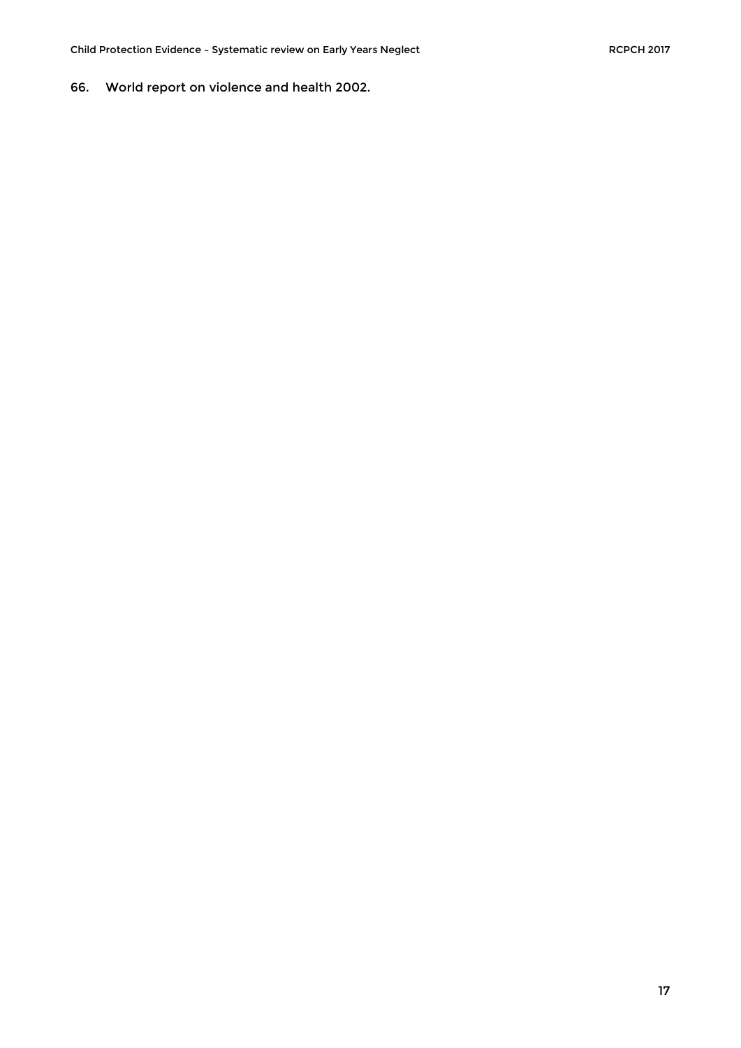66. World report on violence and health 2002.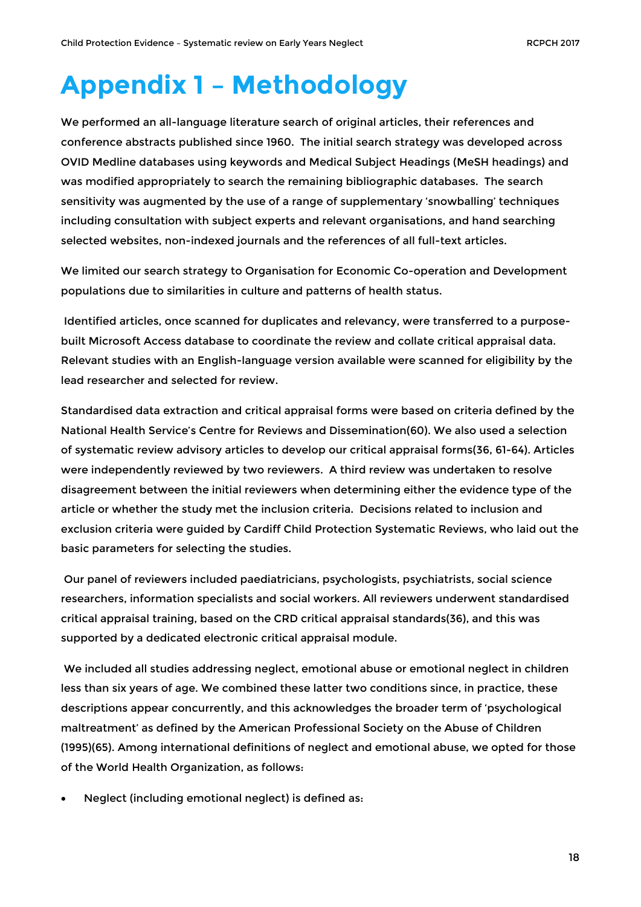# Appendix 1 – Methodology

We performed an all-language literature search of original articles, their references and conference abstracts published since 1960. The initial search strategy was developed across OVID Medline databases using keywords and Medical Subject Headings (MeSH headings) and was modified appropriately to search the remaining bibliographic databases. The search sensitivity was augmented by the use of a range of supplementary 'snowballing' techniques including consultation with subject experts and relevant organisations, and hand searching selected websites, non-indexed journals and the references of all full-text articles.

We limited our search strategy to Organisation for Economic Co-operation and Development populations due to similarities in culture and patterns of health status.

Identified articles, once scanned for duplicates and relevancy, were transferred to a purpose-built Microsoft Access database to coordinate the review and collate critical appraisal data. Relevant studies with an English-language version available were scanned for eligibility by the lead researcher and selected for review.

Standardised data extraction and critical appraisal forms were based on criteria defined by the National Health Service's Centre for Reviews and Dissemination(60). We also used a selection of systematic review advisory articles to develop our critical appraisal forms(36, 61-64). Articles were independently reviewed by two reviewers. A third review was undertaken to resolve disagreement between the initial reviewers when determining either the evidence type of the article or whether the study met the inclusion criteria. Decisions related to inclusion and exclusion criteria were guided by Cardiff Child Protection Systematic Reviews, who laid out the basic parameters for selecting the studies.

Our panel of reviewers included paediatricians, psychologists, psychiatrists, social science researchers, information specialists and social workers. All reviewers underwent standardised critical appraisal training, based on the CRD critical appraisal standards(36), and this was supported by a dedicated electronic critical appraisal module.

We included all studies addressing neglect, emotional abuse or emotional neglect in children less than six years of age. We combined these latter two conditions since, in practice, these descriptions appear concurrently, and this acknowledges the broader term of 'psychological maltreatment' as defined by the American Professional Society on the Abuse of Children (1995)(65). Among international definitions of neglect and emotional abuse, we opted for those of the World Health Organization, as follows:

- Neglect (including emotional neglect) is defined as: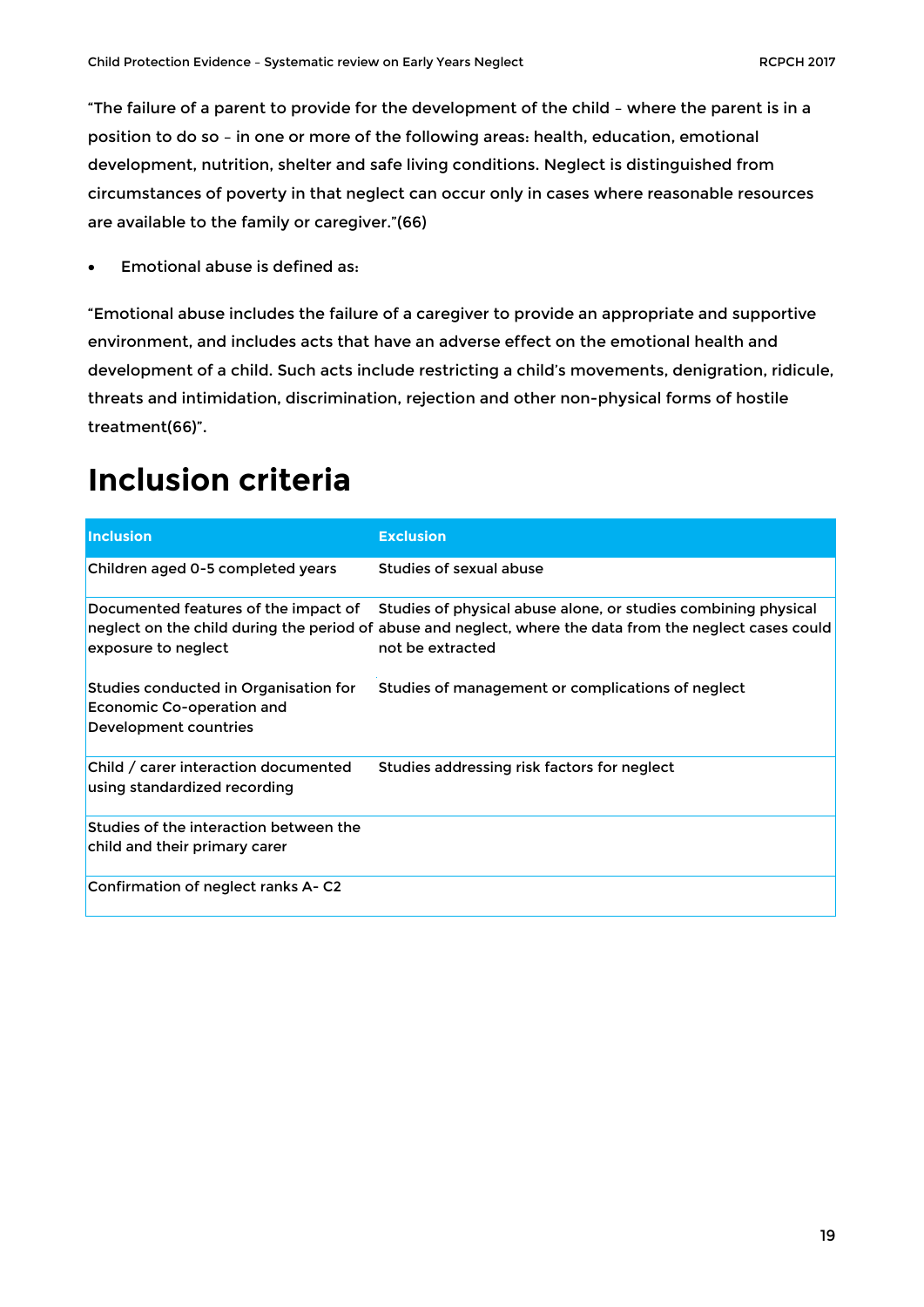"The failure of a parent to provide for the development of the child – where the parent is in a position to do so – in one or more of the following areas: health, education, emotional development, nutrition, shelter and safe living conditions. Neglect is distinguished from circumstances of poverty in that neglect can occur only in cases where reasonable resources are available to the family or caregiver."(66)

- Emotional abuse is defined as:

"Emotional abuse includes the failure of a caregiver to provide an appropriate and supportive environment, and includes acts that have an adverse effect on the emotional health and development of a child. Such acts include restricting a child's movements, denigration, ridicule, threats and intimidation, discrimination, rejection and other non-physical forms of hostile treatment(66)".

# Inclusion criteria

| Inclusion | Exclusion |
|---|---|
| Children aged 0-5 completed years | Studies of sexual abuse |
| Documented features of the impact of neglect on the child during the period of exposure to neglect | Studies of physical abuse alone, or studies combining physical abuse and neglect, where the data from the neglect cases could not be extracted |
| Studies conducted in Organisation for Economic Co-operation and Development countries | Studies of management or complications of neglect |
| Child / carer interaction documented using standardized recording | Studies addressing risk factors for neglect |
| Studies of the interaction between the child and their primary carer | |
| Confirmation of neglect ranks A- C2 | |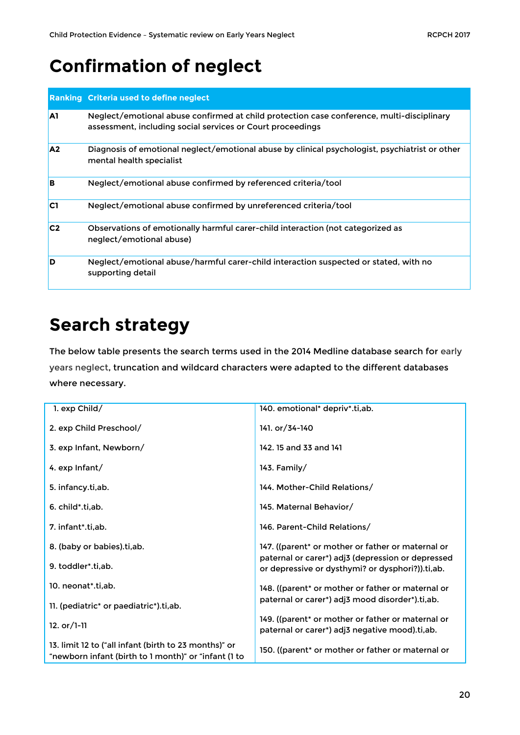# Confirmation of neglect

| Ranking | Criteria used to define neglect |
|---|---|
| A1 | Neglect/emotional abuse confirmed at child protection case conference, multi-disciplinary assessment, including social services or Court proceedings |
| A2 | Diagnosis of emotional neglect/emotional abuse by clinical psychologist, psychiatrist or other mental health specialist |
| B | Neglect/emotional abuse confirmed by referenced criteria/tool |
| C1 | Neglect/emotional abuse confirmed by unreferenced criteria/tool |
| C2 | Observations of emotionally harmful carer-child interaction (not categorized as neglect/emotional abuse) |
| D | Neglect/emotional abuse/harmful carer-child interaction suspected or stated, with no supporting detail |

# Search strategy

The below table presents the search terms used in the 2014 Medline database search for early years neglect, truncation and wildcard characters were adapted to the different databases where necessary.

1. exp Child/
2. exp Child Preschool/
3. exp Infant, Newborn/
4. exp Infant/
5. infancy.ti,ab.
6. child*.ti,ab.
7. infant*.ti,ab.
8. (baby or babies).ti,ab.
9. toddler*.ti,ab.
10. neonat*.ti,ab.
11. (pediatric* or paediatric*).ti,ab.
12. or/1-11
13. limit 12 to ("all infant (birth to 23 months)" or "newborn infant (birth to 1 month)" or "infant (1 to

140. emotional* depriv*.ti,ab.
141. or/34-140
142. 15 and 33 and 141
143. Family/
144. Mother-Child Relations/
145. Maternal Behavior/
146. Parent-Child Relations/
147. ((parent* or mother or father or maternal or paternal or carer*) adj3 (depression or depressed or depressive or dysthymi? or dysphori?)).ti,ab.
148. ((parent* or mother or father or maternal or paternal or carer*) adj3 mood disorder*).ti,ab.
149. ((parent* or mother or father or maternal or paternal or carer*) adj3 negative mood).ti,ab.
150. ((parent* or mother or father or maternal or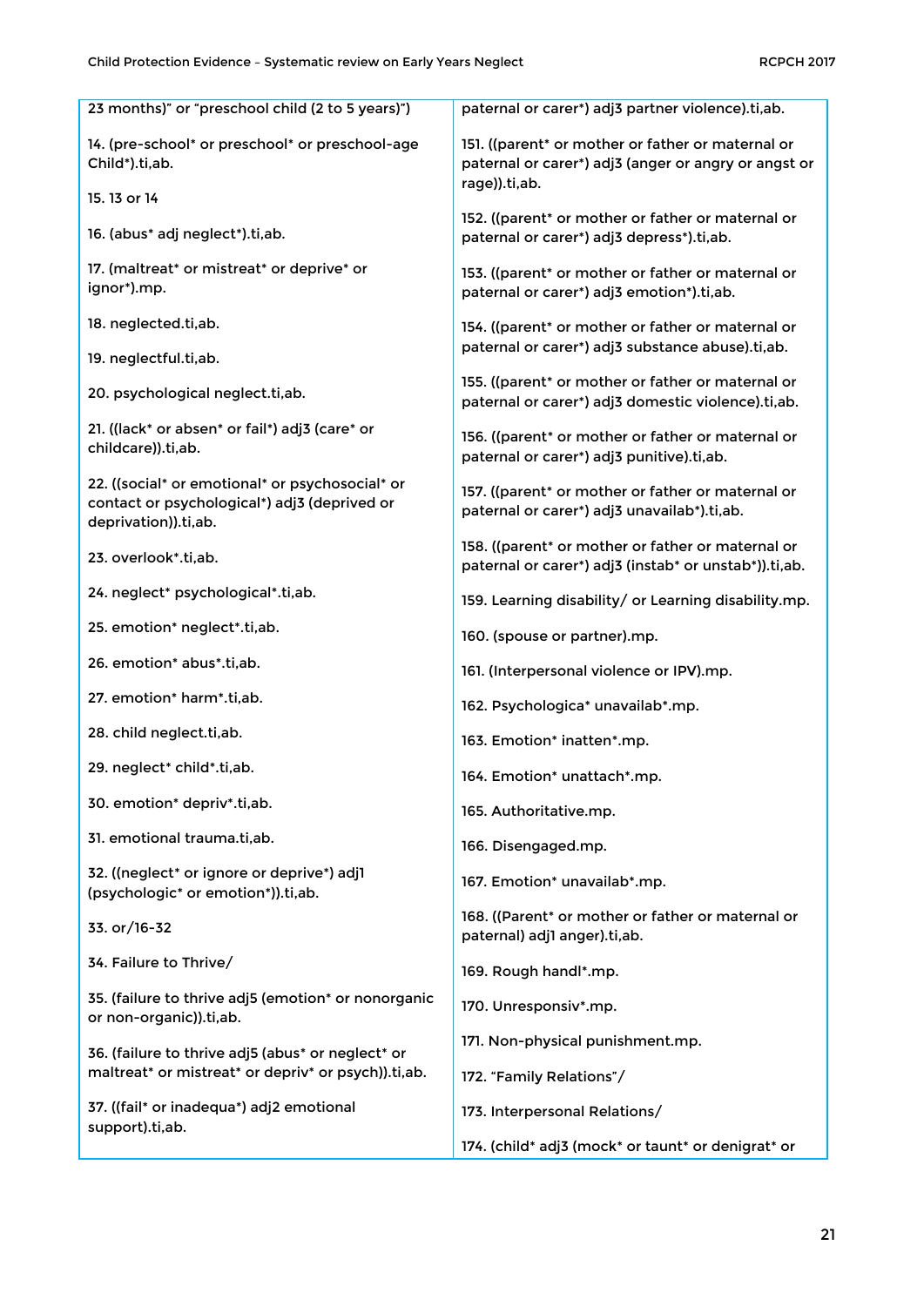23 months)" or "preschool child (2 to 5 years)")

14. (pre-school* or preschool* or preschool-age Child*).ti,ab.

15. 13 or 14

16. (abus* adj neglect*).ti,ab.

17. (maltreat* or mistreat* or deprive* or ignor*).mp.

18. neglected.ti,ab.

19. neglectful.ti,ab.

20. psychological neglect.ti,ab.

21. ((lack* or absen* or fail*) adj3 (care* or childcare)).ti,ab.

22. ((social* or emotional* or psychosocial* or contact or psychological*) adj3 (deprived or deprivation)).ti,ab.

23. overlook*.ti,ab.

24. neglect* psychological*.ti,ab.

25. emotion* neglect*.ti,ab.

26. emotion* abus*.ti,ab.

27. emotion* harm*.ti,ab.

28. child neglect.ti,ab.

29. neglect* child*.ti,ab.

30. emotion* depriv*.ti,ab.

31. emotional trauma.ti,ab.

32. ((neglect* or ignore or deprive*) adj1 (psychologic* or emotion*)).ti,ab.

33. or/16-32

34. Failure to Thrive/

35. (failure to thrive adj5 (emotion* or nonorganic or non-organic)).ti,ab.

36. (failure to thrive adj5 (abus* or neglect* or maltreat* or mistreat* or depriv* or psych)).ti,ab.

37. ((fail* or inadequa*) adj2 emotional support).ti,ab.

paternal or carer*) adj3 partner violence).ti,ab.

151. ((parent* or mother or father or maternal or paternal or carer*) adj3 (anger or angry or angst or rage)).ti,ab.

152. ((parent* or mother or father or maternal or paternal or carer*) adj3 depress*).ti,ab.

153. ((parent* or mother or father or maternal or paternal or carer*) adj3 emotion*).ti,ab.

154. ((parent* or mother or father or maternal or paternal or carer*) adj3 substance abuse).ti,ab.

155. ((parent* or mother or father or maternal or paternal or carer*) adj3 domestic violence).ti,ab.

156. ((parent* or mother or father or maternal or paternal or carer*) adj3 punitive).ti,ab.

157. ((parent* or mother or father or maternal or paternal or carer*) adj3 unavailab*).ti,ab.

158. ((parent* or mother or father or maternal or paternal or carer*) adj3 (instab* or unstab*)).ti,ab.

159. Learning disability/ or Learning disability.mp.

160. (spouse or partner).mp.

161. (Interpersonal violence or IPV).mp.

162. Psychologica* unavailab*.mp.

163. Emotion* inatten*.mp.

164. Emotion* unattach*.mp.

165. Authoritative.mp.

166. Disengaged.mp.

167. Emotion* unavailab*.mp.

168. ((Parent* or mother or father or maternal or paternal) adj1 anger).ti,ab.

169. Rough handl*.mp.

170. Unresponsiv*.mp.

171. Non-physical punishment.mp.

172. "Family Relations"/

173. Interpersonal Relations/

174. (child* adj3 (mock* or taunt* or denigrat* or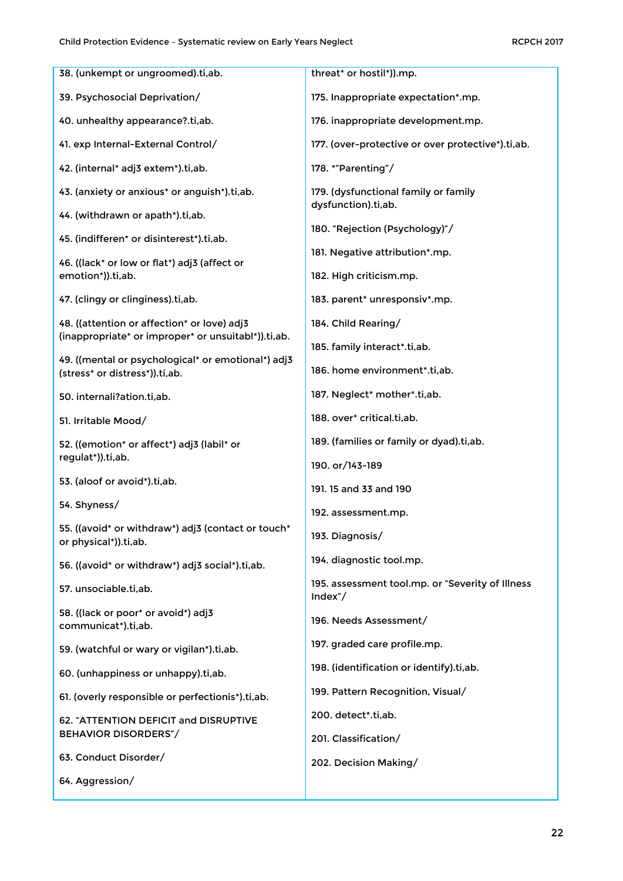38. (unkempt or ungroomed).ti,ab.

39. Psychosocial Deprivation/

40. unhealthy appearance?.ti,ab.

41. exp Internal-External Control/

42. (internal* adj3 extem*).ti,ab.

43. (anxiety or anxious* or anguish*).ti,ab.

44. (withdrawn or apath*).ti,ab.

45. (indifferen* or disinterest*).ti,ab.

46. ((lack* or low or flat*) adj3 (affect or emotion*)).ti,ab.

47. (clingy or clinginess).ti,ab.

48. ((attention or affection* or love) adj3 (inappropriate* or improper* or unsuitabl*)).ti,ab.

49. ((mental or psychological* or emotional*) adj3 (stress* or distress*)).ti,ab.

50. internali?ation.ti,ab.

51. Irritable Mood/

52. ((emotion* or affect*) adj3 (labil* or regulat*)).ti,ab.

53. (aloof or avoid*).ti,ab.

54. Shyness/

55. ((avoid* or withdraw*) adj3 (contact or touch* or physical*)).ti,ab.

56. ((avoid* or withdraw*) adj3 social*).ti,ab.

57. unsociable.ti,ab.

58. ((lack or poor* or avoid*) adj3 communicat*).ti,ab.

59. (watchful or wary or vigilan*).ti,ab.

60. (unhappiness or unhappy).ti,ab.

61. (overly responsible or perfectionis*).ti,ab.

62. "ATTENTION DEFICIT and DISRUPTIVE BEHAVIOR DISORDERS"/

63. Conduct Disorder/

64. Aggression/

threat* or hostil*)).mp.

175. Inappropriate expectation*.mp.

176. inappropriate development.mp.

177. (over-protective or over protective*).ti,ab.

178. *"Parenting"/

179. (dysfunctional family or family dysfunction).ti,ab.

180. "Rejection (Psychology)"/

181. Negative attribution*.mp.

182. High criticism.mp.

183. parent* unresponsiv*.mp.

184. Child Rearing/

185. family interact*.ti,ab.

186. home environment*.ti,ab.

187. Neglect* mother*.ti,ab.

188. over* critical.ti,ab.

189. (families or family or dyad).ti,ab.

190. or/143-189

191. 15 and 33 and 190

192. assessment.mp.

193. Diagnosis/

194. diagnostic tool.mp.

195. assessment tool.mp. or "Severity of Illness Index"/

196. Needs Assessment/

197. graded care profile.mp.

198. (identification or identify).ti,ab.

199. Pattern Recognition, Visual/

200. detect*.ti,ab.

201. Classification/

202. Decision Making/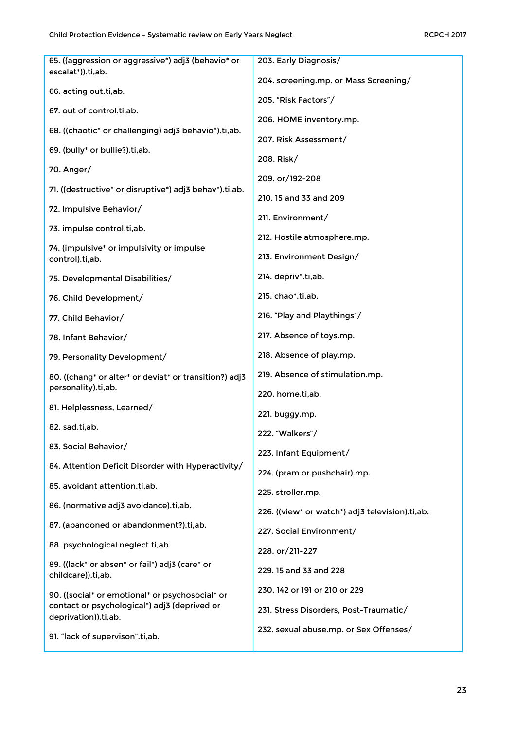65. ((aggression or aggressive*) adj3 (behavio* or escalat*)).ti,ab.

66. acting out.ti,ab.

67. out of control.ti,ab.

68. ((chaotic* or challenging) adj3 behavio*).ti,ab.

69. (bully* or bullie?).ti,ab.

70. Anger/

71. ((destructive* or disruptive*) adj3 behav*).ti,ab.

72. Impulsive Behavior/

73. impulse control.ti,ab.

74. (impulsive* or impulsivity or impulse control).ti,ab.

75. Developmental Disabilities/

76. Child Development/

77. Child Behavior/

78. Infant Behavior/

79. Personality Development/

80. ((chang* or alter* or deviat* or transition?) adj3 personality).ti,ab.

81. Helplessness, Learned/

82. sad.ti,ab.

83. Social Behavior/

84. Attention Deficit Disorder with Hyperactivity/

85. avoidant attention.ti,ab.

86. (normative adj3 avoidance).ti,ab.

87. (abandoned or abandonment?).ti,ab.

88. psychological neglect.ti,ab.

89. ((lack* or absen* or fail*) adj3 (care* or childcare)).ti,ab.

90. ((social* or emotional* or psychosocial* or contact or psychological*) adj3 (deprived or deprivation)).ti,ab.

91. "lack of supervison".ti,ab.

203. Early Diagnosis/

204. screening.mp. or Mass Screening/

205. "Risk Factors"/

206. HOME inventory.mp.

207. Risk Assessment/

208. Risk/

209. or/192-208

210. 15 and 33 and 209

211. Environment/

212. Hostile atmosphere.mp.

213. Environment Design/

214. depriv*.ti,ab.

215. chao*.ti,ab.

216. "Play and Playthings"/

217. Absence of toys.mp.

218. Absence of play.mp.

219. Absence of stimulation.mp.

220. home.ti,ab.

221. buggy.mp.

222. "Walkers"/

223. Infant Equipment/

224. (pram or pushchair).mp.

225. stroller.mp.

226. ((view* or watch*) adj3 television).ti,ab.

227. Social Environment/

228. or/211-227

229. 15 and 33 and 228

230. 142 or 191 or 210 or 229

231. Stress Disorders, Post-Traumatic/

232. sexual abuse.mp. or Sex Offenses/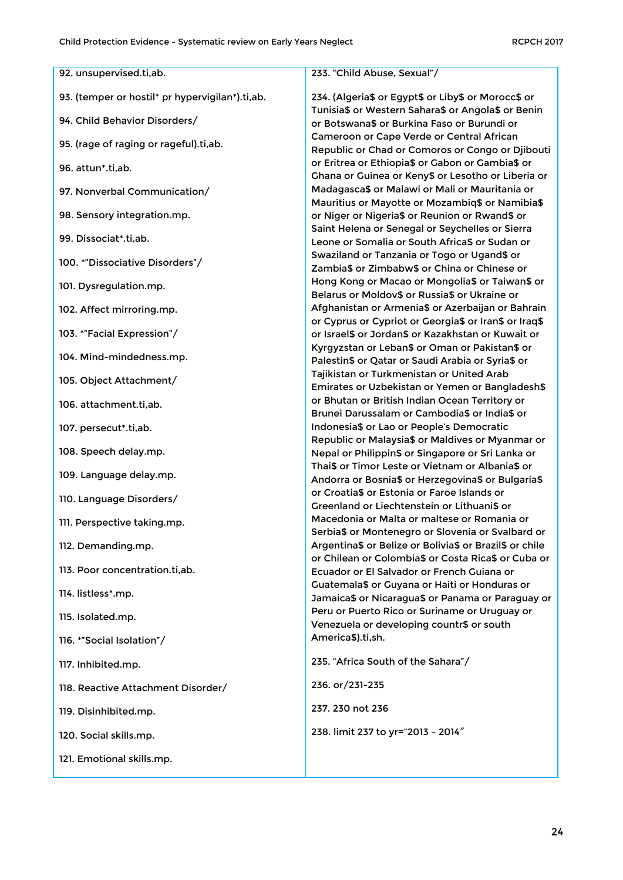92. unsupervised.ti,ab.

93. (temper or hostil* pr hypervigilan*).ti,ab.

94. Child Behavior Disorders/

95. (rage of raging or rageful).ti,ab.

96. attun*.ti,ab.

97. Nonverbal Communication/

98. Sensory integration.mp.

99. Dissociat*.ti,ab.

100. *"Dissociative Disorders"/

101. Dysregulation.mp.

102. Affect mirroring.mp.

103. *"Facial Expression"/

104. Mind-mindedness.mp.

105. Object Attachment/

106. attachment.ti,ab.

107. persecut*.ti,ab.

108. Speech delay.mp.

109. Language delay.mp.

110. Language Disorders/

111. Perspective taking.mp.

112. Demanding.mp.

113. Poor concentration.ti,ab.

114. listless*.mp.

115. Isolated.mp.

116. *"Social Isolation"/

117. Inhibited.mp.

118. Reactive Attachment Disorder/

119. Disinhibited.mp.

120. Social skills.mp.

121. Emotional skills.mp.

233. "Child Abuse, Sexual"/

234. (Algeria$ or Egypt$ or Liby$ or Morocc$ or Tunisia$ or Western Sahara$ or Angola$ or Benin or Botswana$ or Burkina Faso or Burundi or Cameroon or Cape Verde or Central African Republic or Chad or Comoros or Congo or Djibouti or Eritrea or Ethiopia$ or Gabon or Gambia$ or Ghana or Guinea or Keny$ or Lesotho or Liberia or Madagasca$ or Malawi or Mali or Mauritania or Mauritius or Mayotte or Mozambiq$ or Namibia$ or Niger or Nigeria$ or Reunion or Rwand$ or Saint Helena or Senegal or Seychelles or Sierra Leone or Somalia or South Africa$ or Sudan or Swaziland or Tanzania or Togo or Ugand$ or Zambia$ or Zimbabw$ or China or Chinese or Hong Kong or Macao or Mongolia$ or Taiwan$ or Belarus or Moldov$ or Russia$ or Ukraine or Afghanistan or Armenia$ or Azerbaijan or Bahrain or Cyprus or Cypriot or Georgia$ or Iran$ or Iraq$ or Israel$ or Jordan$ or Kazakhstan or Kuwait or Kyrgyzstan or Leban$ or Oman or Pakistan$ or Palestin$ or Qatar or Saudi Arabia or Syria$ or Tajikistan or Turkmenistan or United Arab Emirates or Uzbekistan or Yemen or Bangladesh$ or Bhutan or British Indian Ocean Territory or Brunei Darussalam or Cambodia$ or India$ or Indonesia$ or Lao or People's Democratic Republic or Malaysia$ or Maldives or Myanmar or Nepal or Philippin$ or Singapore or Sri Lanka or Thai$ or Timor Leste or Vietnam or Albania$ or Andorra or Bosnia$ or Herzegovina$ or Bulgaria$ or Croatia$ or Estonia or Faroe Islands or Greenland or Liechtenstein or Lithuani$ or Macedonia or Malta or maltese or Romania or Serbia$ or Montenegro or Slovenia or Svalbard or Argentina$ or Belize or Bolivia$ or Brazil$ or chile or Chilean or Colombia$ or Costa Rica$ or Cuba or Ecuador or El Salvador or French Guiana or Guatemala$ or Guyana or Haiti or Honduras or Jamaica$ or Nicaragua$ or Panama or Paraguay or Peru or Puerto Rico or Suriname or Uruguay or Venezuela or developing countr$ or south America$).ti,sh.

235. "Africa South of the Sahara"/

236. or/231-235

237. 230 not 236

238. limit 237 to yr="2013 – 2014"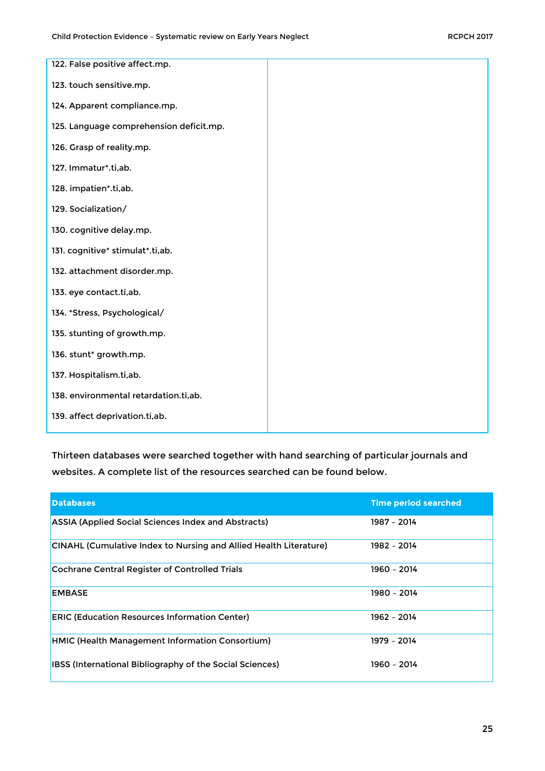| | |
|---|---|
| 122. False positive affect.mp. | |
| 123. touch sensitive.mp. | |
| 124. Apparent compliance.mp. | |
| 125. Language comprehension deficit.mp. | |
| 126. Grasp of reality.mp. | |
| 127. Immatur*.ti,ab. | |
| 128. impatien*.ti,ab. | |
| 129. Socialization/ | |
| 130. cognitive delay.mp. | |
| 131. cognitive* stimulat*.ti,ab. | |
| 132. attachment disorder.mp. | |
| 133. eye contact.ti,ab. | |
| 134. *Stress, Psychological/ | |
| 135. stunting of growth.mp. | |
| 136. stunt* growth.mp. | |
| 137. Hospitalism.ti,ab. | |
| 138. environmental retardation.ti,ab. | |
| 139. affect deprivation.ti,ab. | |

Thirteen databases were searched together with hand searching of particular journals and websites. A complete list of the resources searched can be found below.

| Databases | Time period searched |
|---|---|
| ASSIA (Applied Social Sciences Index and Abstracts) | 1987 – 2014 |
| CINAHL (Cumulative Index to Nursing and Allied Health Literature) | 1982 – 2014 |
| Cochrane Central Register of Controlled Trials | 1960 – 2014 |
| EMBASE | 1980 – 2014 |
| ERIC (Education Resources Information Center) | 1962 – 2014 |
| HMIC (Health Management Information Consortium) | 1979 – 2014 |
| IBSS (International Bibliography of the Social Sciences) | 1960 – 2014 |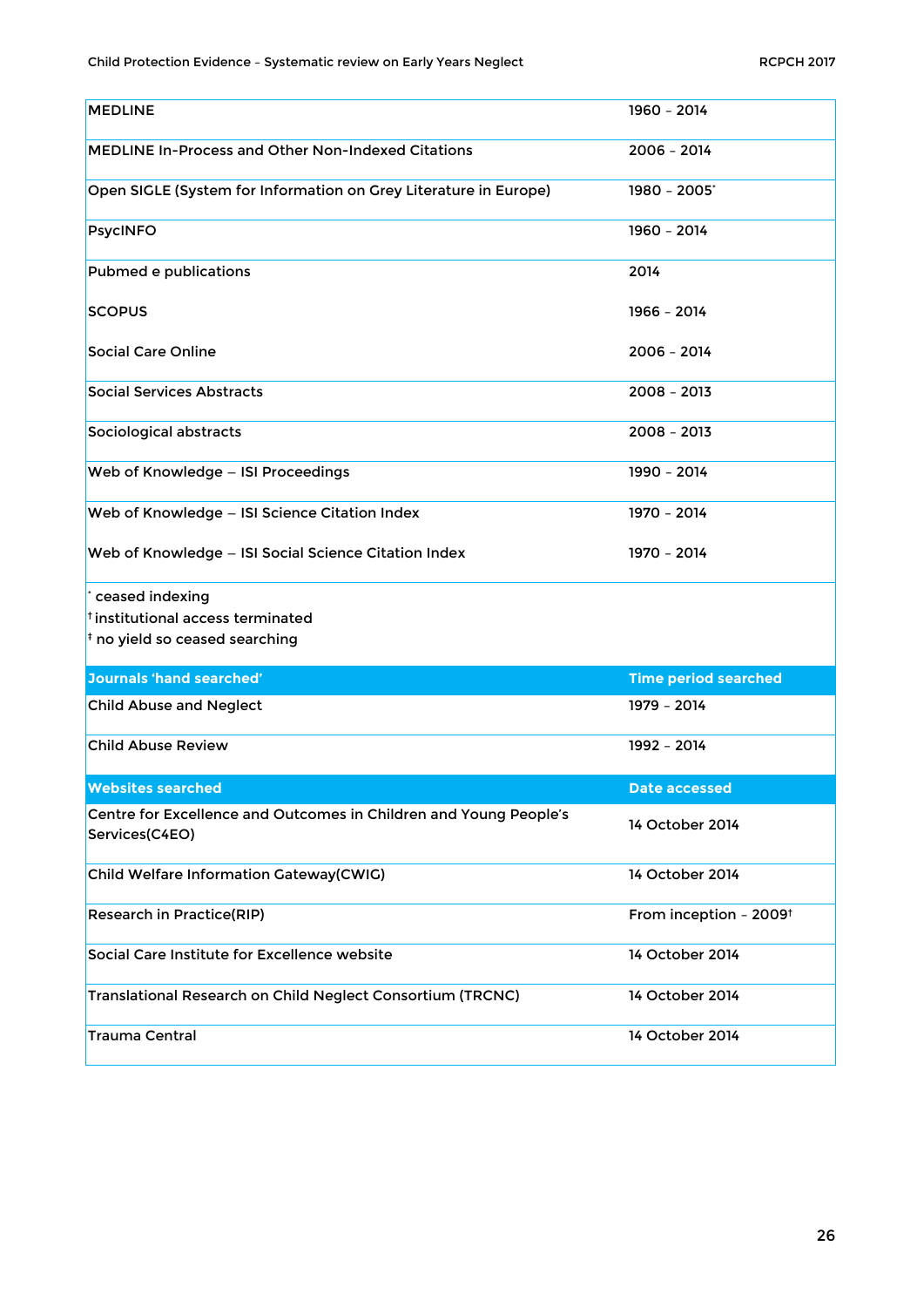| | |
|---|---|
| MEDLINE | 1960 – 2014 |
| MEDLINE In-Process and Other Non-Indexed Citations | 2006 – 2014 |
| Open SIGLE (System for Information on Grey Literature in Europe) | 1980 – 2005* |
| PsycINFO | 1960 – 2014 |
| Pubmed e publications | 2014 |
| SCOPUS | 1966 – 2014 |
| Social Care Online | 2006 – 2014 |
| Social Services Abstracts | 2008 – 2013 |
| Sociological abstracts | 2008 – 2013 |
| Web of Knowledge – ISI Proceedings | 1990 – 2014 |
| Web of Knowledge – ISI Science Citation Index | 1970 – 2014 |
| Web of Knowledge – ISI Social Science Citation Index | 1970 – 2014 |

* ceased indexing
† institutional access terminated
‡ no yield so ceased searching

| Journals 'hand searched' | Time period searched |
|---|---|
| Child Abuse and Neglect | 1979 – 2014 |
| Child Abuse Review | 1992 – 2014 |

| Websites searched | Date accessed |
|---|---|
| Centre for Excellence and Outcomes in Children and Young People's Services(C4EO) | 14 October 2014 |
| Child Welfare Information Gateway(CWIG) | 14 October 2014 |
| Research in Practice(RIP) | From inception – 2009† |
| Social Care Institute for Excellence website | 14 October 2014 |
| Translational Research on Child Neglect Consortium (TRCNC) | 14 October 2014 |
| Trauma Central | 14 October 2014 |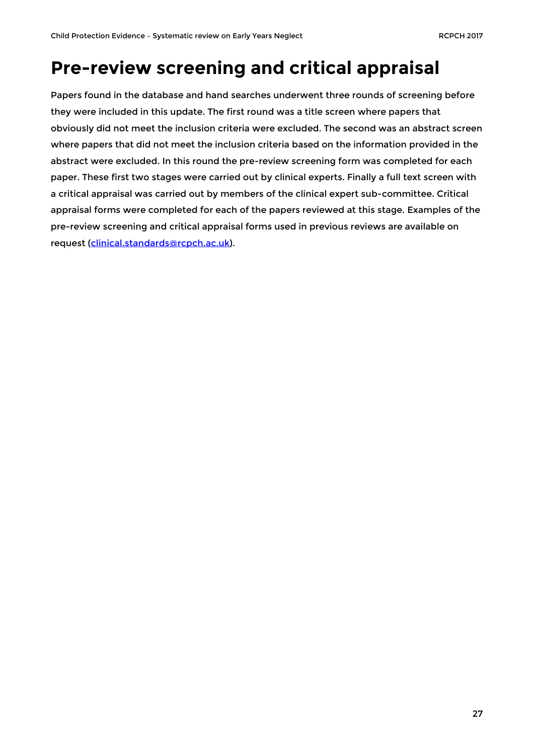# Pre-review screening and critical appraisal

Papers found in the database and hand searches underwent three rounds of screening before they were included in this update. The first round was a title screen where papers that obviously did not meet the inclusion criteria were excluded. The second was an abstract screen where papers that did not meet the inclusion criteria based on the information provided in the abstract were excluded. In this round the pre-review screening form was completed for each paper. These first two stages were carried out by clinical experts. Finally a full text screen with a critical appraisal was carried out by members of the clinical expert sub-committee. Critical appraisal forms were completed for each of the papers reviewed at this stage. Examples of the pre-review screening and critical appraisal forms used in previous reviews are available on request (clinical.standards@rcpch.ac.uk).